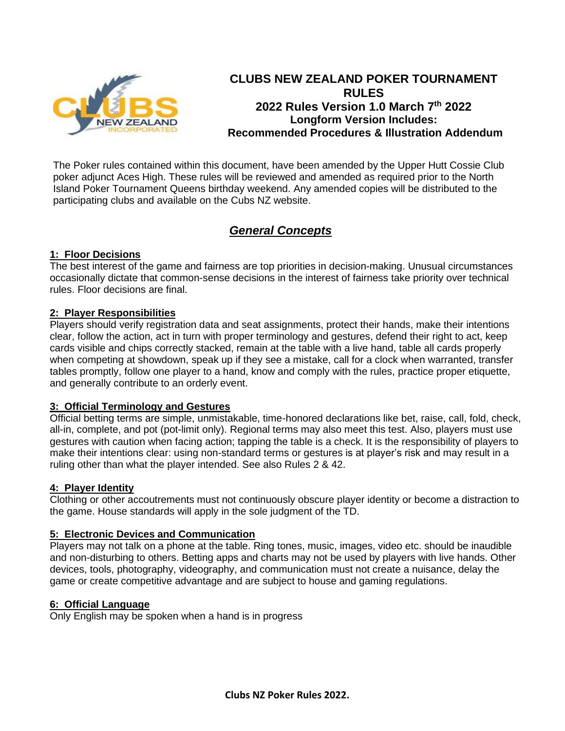# CLUBS NEW ZEALAND POKER TOURNAMENT RULES

## 2022 Rules Version 1.0 March 7th 2022

### Longform Version Includes: Recommended Procedures & Illustration Addendum

The Poker rules contained within this document, have been amended by the Upper Hutt Cossie Club poker adjunct Aces High. These rules will be reviewed and amended as required prior to the North Island Poker Tournament Queens birthday weekend. Any amended copies will be distributed to the participating clubs and available on the Cubs NZ website.

## *General Concepts*

### 1: Floor Decisions

The best interest of the game and fairness are top priorities in decision-making. Unusual circumstances occasionally dictate that common-sense decisions in the interest of fairness take priority over technical rules. Floor decisions are final.

### 2: Player Responsibilities

Players should verify registration data and seat assignments, protect their hands, make their intentions clear, follow the action, act in turn with proper terminology and gestures, defend their right to act, keep cards visible and chips correctly stacked, remain at the table with a live hand, table all cards properly when competing at showdown, speak up if they see a mistake, call for a clock when warranted, transfer tables promptly, follow one player to a hand, know and comply with the rules, practice proper etiquette, and generally contribute to an orderly event.

### 3: Official Terminology and Gestures

Official betting terms are simple, unmistakable, time-honored declarations like bet, raise, call, fold, check, all-in, complete, and pot (pot-limit only). Regional terms may also meet this test. Also, players must use gestures with caution when facing action; tapping the table is a check. It is the responsibility of players to make their intentions clear: using non-standard terms or gestures is at player's risk and may result in a ruling other than what the player intended. See also Rules 2 & 42.

### 4: Player Identity

Clothing or other accoutrements must not continuously obscure player identity or become a distraction to the game. House standards will apply in the sole judgment of the TD.

### 5: Electronic Devices and Communication

Players may not talk on a phone at the table. Ring tones, music, images, video etc. should be inaudible and non-disturbing to others. Betting apps and charts may not be used by players with live hands. Other devices, tools, photography, videography, and communication must not create a nuisance, delay the game or create competitive advantage and are subject to house and gaming regulations.

### 6: Official Language

Only English may be spoken when a hand is in progress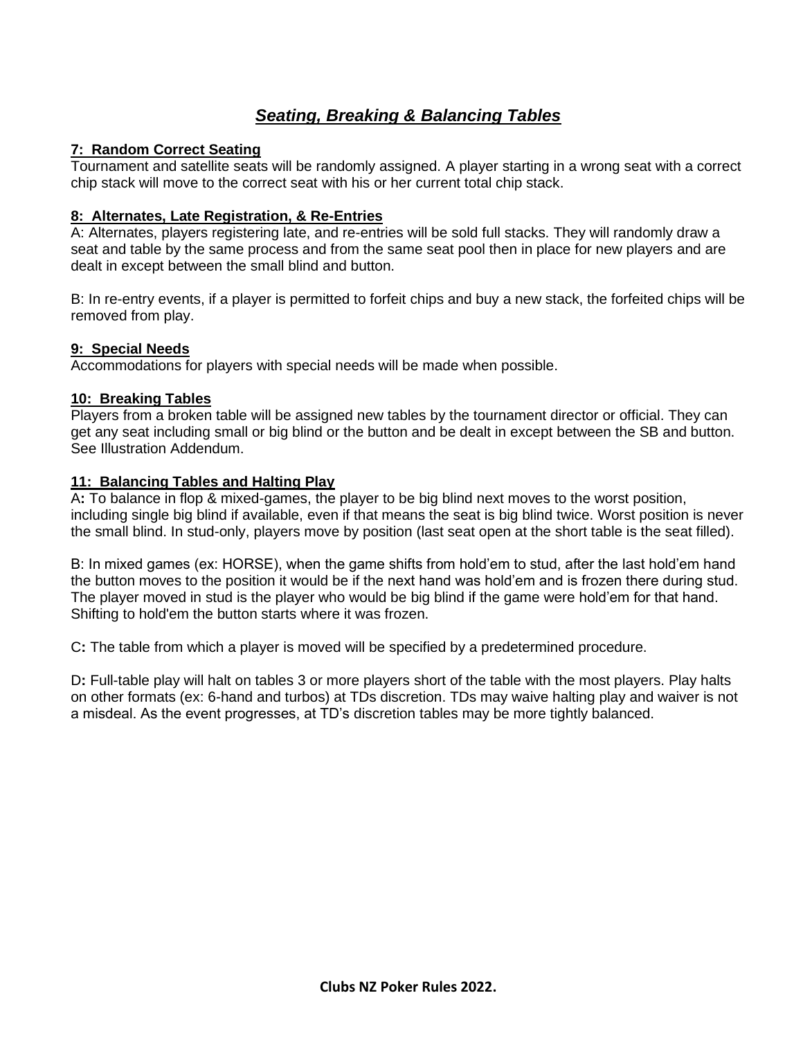## *Seating, Breaking & Balancing Tables*

**7: Random Correct Seating**

Tournament and satellite seats will be randomly assigned. A player starting in a wrong seat with a correct chip stack will move to the correct seat with his or her current total chip stack.

**8: Alternates, Late Registration, & Re-Entries**

A: Alternates, players registering late, and re-entries will be sold full stacks. They will randomly draw a seat and table by the same process and from the same seat pool then in place for new players and are dealt in except between the small blind and button.

B: In re-entry events, if a player is permitted to forfeit chips and buy a new stack, the forfeited chips will be removed from play.

**9: Special Needs**

Accommodations for players with special needs will be made when possible.

**10: Breaking Tables**

Players from a broken table will be assigned new tables by the tournament director or official. They can get any seat including small or big blind or the button and be dealt in except between the SB and button. See Illustration Addendum.

**11: Balancing Tables and Halting Play**

A**:** To balance in flop & mixed-games, the player to be big blind next moves to the worst position, including single big blind if available, even if that means the seat is big blind twice. Worst position is never the small blind. In stud-only, players move by position (last seat open at the short table is the seat filled).

B: In mixed games (ex: HORSE), when the game shifts from hold'em to stud, after the last hold'em hand the button moves to the position it would be if the next hand was hold'em and is frozen there during stud. The player moved in stud is the player who would be big blind if the game were hold'em for that hand. Shifting to hold'em the button starts where it was frozen.

C**:** The table from which a player is moved will be specified by a predetermined procedure.

D**:** Full-table play will halt on tables 3 or more players short of the table with the most players. Play halts on other formats (ex: 6-hand and turbos) at TDs discretion. TDs may waive halting play and waiver is not a misdeal. As the event progresses, at TD's discretion tables may be more tightly balanced.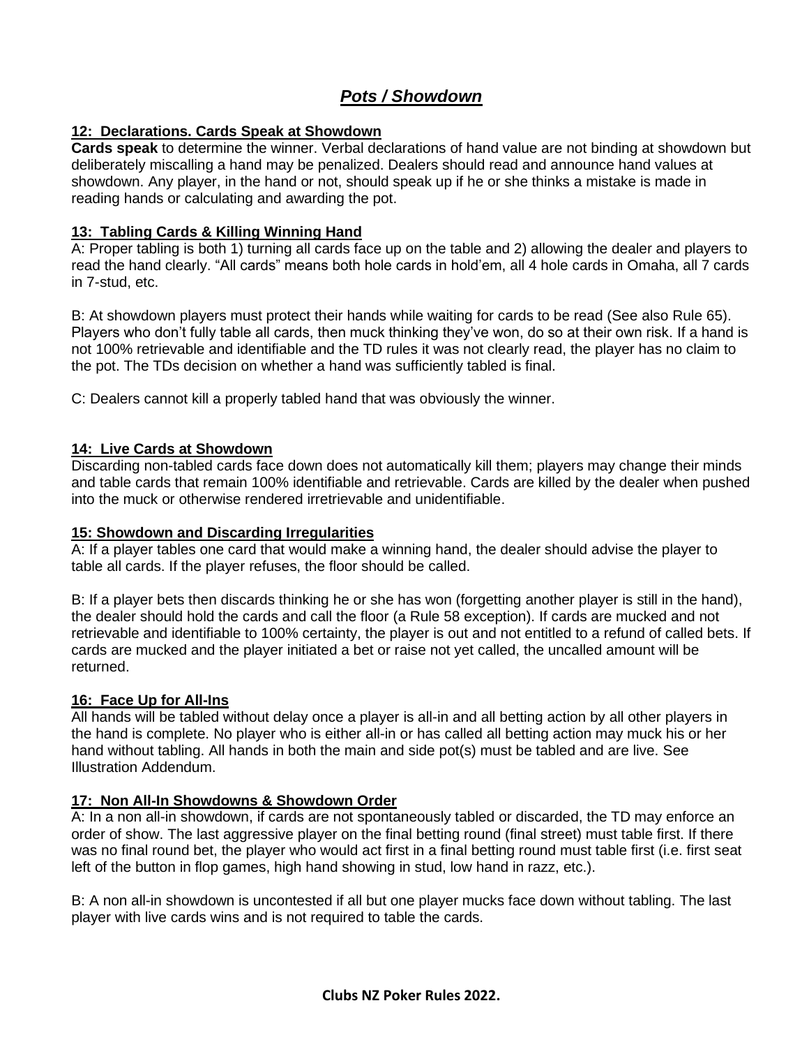## *Pots / Showdown*

### 12: Declarations. Cards Speak at Showdown

**Cards speak** to determine the winner. Verbal declarations of hand value are not binding at showdown but deliberately miscalling a hand may be penalized. Dealers should read and announce hand values at showdown. Any player, in the hand or not, should speak up if he or she thinks a mistake is made in reading hands or calculating and awarding the pot.

### 13: Tabling Cards & Killing Winning Hand

A: Proper tabling is both 1) turning all cards face up on the table and 2) allowing the dealer and players to read the hand clearly. "All cards" means both hole cards in hold'em, all 4 hole cards in Omaha, all 7 cards in 7-stud, etc.

B: At showdown players must protect their hands while waiting for cards to be read (See also Rule 65). Players who don't fully table all cards, then muck thinking they've won, do so at their own risk. If a hand is not 100% retrievable and identifiable and the TD rules it was not clearly read, the player has no claim to the pot. The TDs decision on whether a hand was sufficiently tabled is final.

C: Dealers cannot kill a properly tabled hand that was obviously the winner.

### 14: Live Cards at Showdown

Discarding non-tabled cards face down does not automatically kill them; players may change their minds and table cards that remain 100% identifiable and retrievable. Cards are killed by the dealer when pushed into the muck or otherwise rendered irretrievable and unidentifiable.

### 15: Showdown and Discarding Irregularities

A: If a player tables one card that would make a winning hand, the dealer should advise the player to table all cards. If the player refuses, the floor should be called.

B: If a player bets then discards thinking he or she has won (forgetting another player is still in the hand), the dealer should hold the cards and call the floor (a Rule 58 exception). If cards are mucked and not retrievable and identifiable to 100% certainty, the player is out and not entitled to a refund of called bets. If cards are mucked and the player initiated a bet or raise not yet called, the uncalled amount will be returned.

### 16: Face Up for All-Ins

All hands will be tabled without delay once a player is all-in and all betting action by all other players in the hand is complete. No player who is either all-in or has called all betting action may muck his or her hand without tabling. All hands in both the main and side pot(s) must be tabled and are live. See Illustration Addendum.

### 17: Non All-In Showdowns & Showdown Order

A: In a non all-in showdown, if cards are not spontaneously tabled or discarded, the TD may enforce an order of show. The last aggressive player on the final betting round (final street) must table first. If there was no final round bet, the player who would act first in a final betting round must table first (i.e. first seat left of the button in flop games, high hand showing in stud, low hand in razz, etc.).

B: A non all-in showdown is uncontested if all but one player mucks face down without tabling. The last player with live cards wins and is not required to table the cards.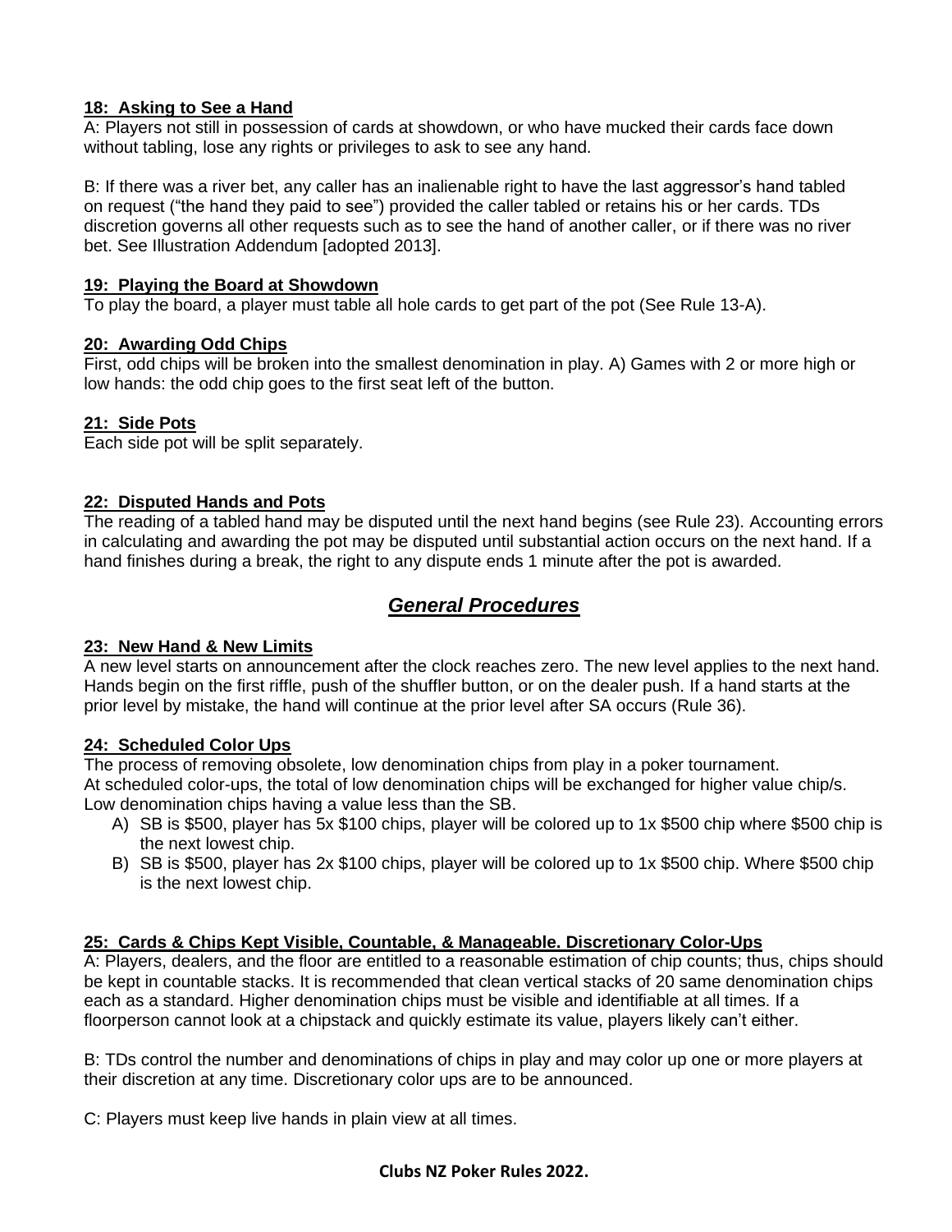### 18: Asking to See a Hand

A: Players not still in possession of cards at showdown, or who have mucked their cards face down without tabling, lose any rights or privileges to ask to see any hand.

B: If there was a river bet, any caller has an inalienable right to have the last aggressor's hand tabled on request ("the hand they paid to see") provided the caller tabled or retains his or her cards. TDs discretion governs all other requests such as to see the hand of another caller, or if there was no river bet. See Illustration Addendum [adopted 2013].

### 19: Playing the Board at Showdown

To play the board, a player must table all hole cards to get part of the pot (See Rule 13-A).

### 20: Awarding Odd Chips

First, odd chips will be broken into the smallest denomination in play. A) Games with 2 or more high or low hands: the odd chip goes to the first seat left of the button.

### 21: Side Pots

Each side pot will be split separately.

### 22: Disputed Hands and Pots

The reading of a tabled hand may be disputed until the next hand begins (see Rule 23). Accounting errors in calculating and awarding the pot may be disputed until substantial action occurs on the next hand. If a hand finishes during a break, the right to any dispute ends 1 minute after the pot is awarded.

## *General Procedures*

### 23: New Hand & New Limits

A new level starts on announcement after the clock reaches zero. The new level applies to the next hand. Hands begin on the first riffle, push of the shuffler button, or on the dealer push. If a hand starts at the prior level by mistake, the hand will continue at the prior level after SA occurs (Rule 36).

### 24: Scheduled Color Ups

The process of removing obsolete, low denomination chips from play in a poker tournament.
At scheduled color-ups, the total of low denomination chips will be exchanged for higher value chip/s.
Low denomination chips having a value less than the SB.

A) SB is $500, player has 5x $100 chips, player will be colored up to 1x $500 chip where $500 chip is the next lowest chip.
B) SB is $500, player has 2x $100 chips, player will be colored up to 1x $500 chip. Where $500 chip is the next lowest chip.

### 25: Cards & Chips Kept Visible, Countable, & Manageable. Discretionary Color-Ups

A: Players, dealers, and the floor are entitled to a reasonable estimation of chip counts; thus, chips should be kept in countable stacks. It is recommended that clean vertical stacks of 20 same denomination chips each as a standard. Higher denomination chips must be visible and identifiable at all times. If a floorperson cannot look at a chipstack and quickly estimate its value, players likely can't either.

B: TDs control the number and denominations of chips in play and may color up one or more players at their discretion at any time. Discretionary color ups are to be announced.

C: Players must keep live hands in plain view at all times.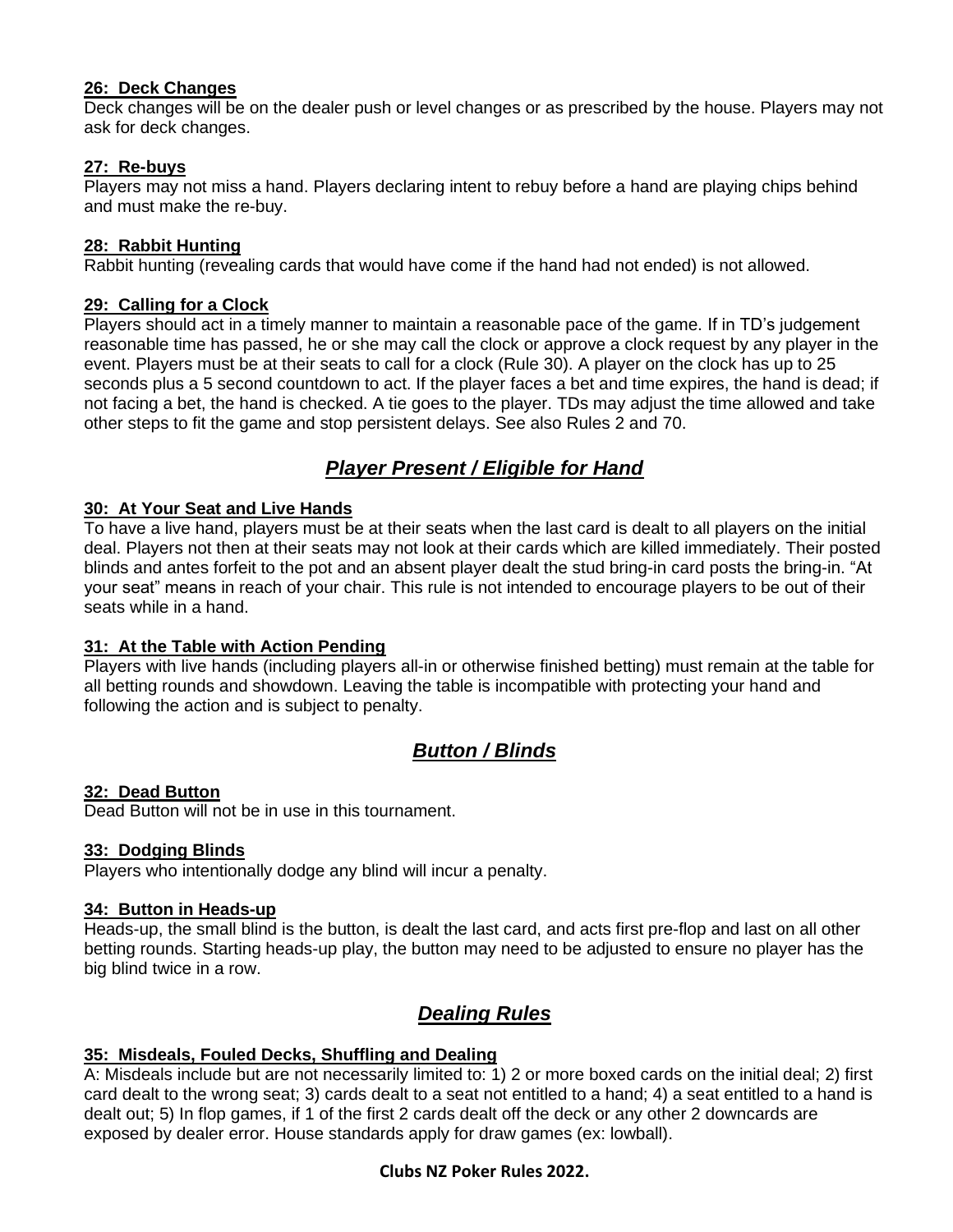### 26: Deck Changes

Deck changes will be on the dealer push or level changes or as prescribed by the house. Players may not ask for deck changes.

### 27: Re-buys

Players may not miss a hand. Players declaring intent to rebuy before a hand are playing chips behind and must make the re-buy.

### 28: Rabbit Hunting

Rabbit hunting (revealing cards that would have come if the hand had not ended) is not allowed.

### 29: Calling for a Clock

Players should act in a timely manner to maintain a reasonable pace of the game. If in TD's judgement reasonable time has passed, he or she may call the clock or approve a clock request by any player in the event. Players must be at their seats to call for a clock (Rule 30). A player on the clock has up to 25 seconds plus a 5 second countdown to act. If the player faces a bet and time expires, the hand is dead; if not facing a bet, the hand is checked. A tie goes to the player. TDs may adjust the time allowed and take other steps to fit the game and stop persistent delays. See also Rules 2 and 70.

## *Player Present / Eligible for Hand*

### 30: At Your Seat and Live Hands

To have a live hand, players must be at their seats when the last card is dealt to all players on the initial deal. Players not then at their seats may not look at their cards which are killed immediately. Their posted blinds and antes forfeit to the pot and an absent player dealt the stud bring-in card posts the bring-in. "At your seat" means in reach of your chair. This rule is not intended to encourage players to be out of their seats while in a hand.

### 31: At the Table with Action Pending

Players with live hands (including players all-in or otherwise finished betting) must remain at the table for all betting rounds and showdown. Leaving the table is incompatible with protecting your hand and following the action and is subject to penalty.

## *Button / Blinds*

### 32: Dead Button

Dead Button will not be in use in this tournament.

### 33: Dodging Blinds

Players who intentionally dodge any blind will incur a penalty.

### 34: Button in Heads-up

Heads-up, the small blind is the button, is dealt the last card, and acts first pre-flop and last on all other betting rounds. Starting heads-up play, the button may need to be adjusted to ensure no player has the big blind twice in a row.

## *Dealing Rules*

### 35: Misdeals, Fouled Decks, Shuffling and Dealing

A: Misdeals include but are not necessarily limited to: 1) 2 or more boxed cards on the initial deal; 2) first card dealt to the wrong seat; 3) cards dealt to a seat not entitled to a hand; 4) a seat entitled to a hand is dealt out; 5) In flop games, if 1 of the first 2 cards dealt off the deck or any other 2 downcards are exposed by dealer error. House standards apply for draw games (ex: lowball).

**Clubs NZ Poker Rules 2022.**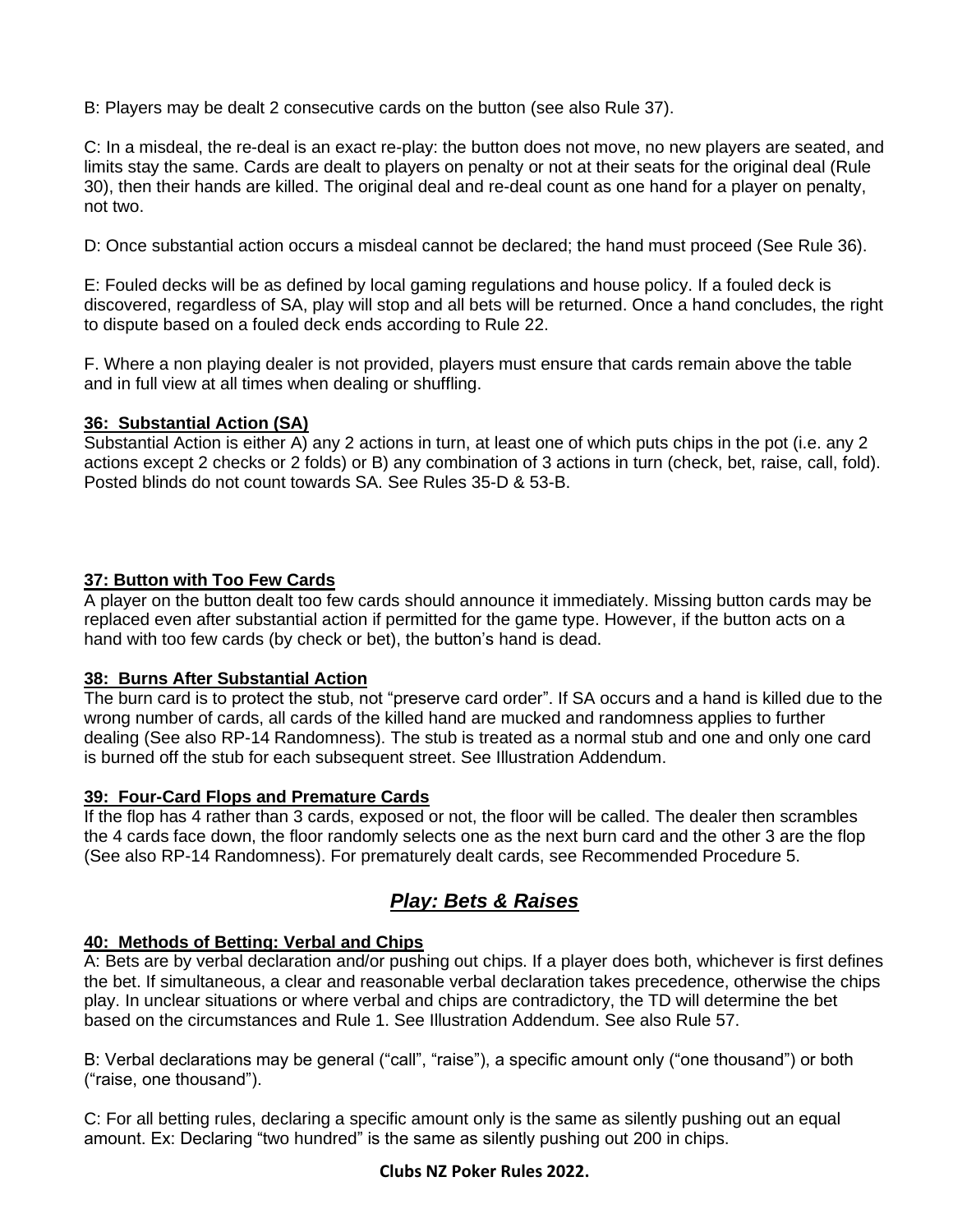B: Players may be dealt 2 consecutive cards on the button (see also Rule 37).

C: In a misdeal, the re-deal is an exact re-play: the button does not move, no new players are seated, and limits stay the same. Cards are dealt to players on penalty or not at their seats for the original deal (Rule 30), then their hands are killed. The original deal and re-deal count as one hand for a player on penalty, not two.

D: Once substantial action occurs a misdeal cannot be declared; the hand must proceed (See Rule 36).

E: Fouled decks will be as defined by local gaming regulations and house policy. If a fouled deck is discovered, regardless of SA, play will stop and all bets will be returned. Once a hand concludes, the right to dispute based on a fouled deck ends according to Rule 22.

F. Where a non playing dealer is not provided, players must ensure that cards remain above the table and in full view at all times when dealing or shuffling.

### 36: Substantial Action (SA)

Substantial Action is either A) any 2 actions in turn, at least one of which puts chips in the pot (i.e. any 2 actions except 2 checks or 2 folds) or B) any combination of 3 actions in turn (check, bet, raise, call, fold). Posted blinds do not count towards SA. See Rules 35-D & 53-B.

### 37: Button with Too Few Cards

A player on the button dealt too few cards should announce it immediately. Missing button cards may be replaced even after substantial action if permitted for the game type. However, if the button acts on a hand with too few cards (by check or bet), the button's hand is dead.

### 38: Burns After Substantial Action

The burn card is to protect the stub, not "preserve card order". If SA occurs and a hand is killed due to the wrong number of cards, all cards of the killed hand are mucked and randomness applies to further dealing (See also RP-14 Randomness). The stub is treated as a normal stub and one and only one card is burned off the stub for each subsequent street. See Illustration Addendum.

### 39: Four-Card Flops and Premature Cards

If the flop has 4 rather than 3 cards, exposed or not, the floor will be called. The dealer then scrambles the 4 cards face down, the floor randomly selects one as the next burn card and the other 3 are the flop (See also RP-14 Randomness). For prematurely dealt cards, see Recommended Procedure 5.

## *Play: Bets & Raises*

### 40: Methods of Betting: Verbal and Chips

A: Bets are by verbal declaration and/or pushing out chips. If a player does both, whichever is first defines the bet. If simultaneous, a clear and reasonable verbal declaration takes precedence, otherwise the chips play. In unclear situations or where verbal and chips are contradictory, the TD will determine the bet based on the circumstances and Rule 1. See Illustration Addendum. See also Rule 57.

B: Verbal declarations may be general ("call", "raise"), a specific amount only ("one thousand") or both ("raise, one thousand").

C: For all betting rules, declaring a specific amount only is the same as silently pushing out an equal amount. Ex: Declaring "two hundred" is the same as silently pushing out 200 in chips.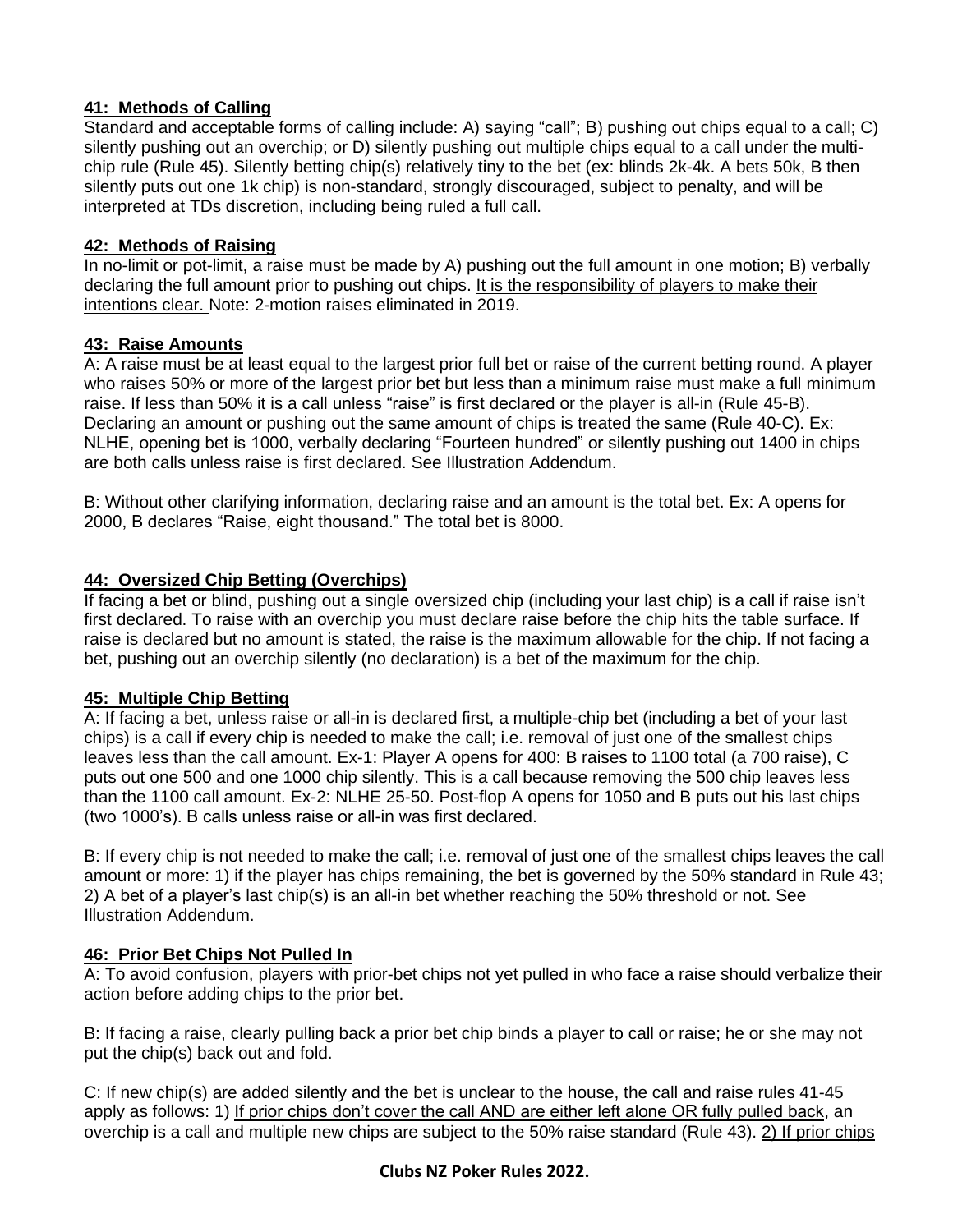### 41: Methods of Calling

Standard and acceptable forms of calling include: A) saying "call"; B) pushing out chips equal to a call; C) silently pushing out an overchip; or D) silently pushing out multiple chips equal to a call under the multi-chip rule (Rule 45). Silently betting chip(s) relatively tiny to the bet (ex: blinds 2k-4k. A bets 50k, B then silently puts out one 1k chip) is non-standard, strongly discouraged, subject to penalty, and will be interpreted at TDs discretion, including being ruled a full call.

### 42: Methods of Raising

In no-limit or pot-limit, a raise must be made by A) pushing out the full amount in one motion; B) verbally declaring the full amount prior to pushing out chips. It is the responsibility of players to make their intentions clear. Note: 2-motion raises eliminated in 2019.

### 43: Raise Amounts

A: A raise must be at least equal to the largest prior full bet or raise of the current betting round. A player who raises 50% or more of the largest prior bet but less than a minimum raise must make a full minimum raise. If less than 50% it is a call unless "raise" is first declared or the player is all-in (Rule 45-B). Declaring an amount or pushing out the same amount of chips is treated the same (Rule 40-C). Ex: NLHE, opening bet is 1000, verbally declaring "Fourteen hundred" or silently pushing out 1400 in chips are both calls unless raise is first declared. See Illustration Addendum.

B: Without other clarifying information, declaring raise and an amount is the total bet. Ex: A opens for 2000, B declares "Raise, eight thousand." The total bet is 8000.

### 44: Oversized Chip Betting (Overchips)

If facing a bet or blind, pushing out a single oversized chip (including your last chip) is a call if raise isn't first declared. To raise with an overchip you must declare raise before the chip hits the table surface. If raise is declared but no amount is stated, the raise is the maximum allowable for the chip. If not facing a bet, pushing out an overchip silently (no declaration) is a bet of the maximum for the chip.

### 45: Multiple Chip Betting

A: If facing a bet, unless raise or all-in is declared first, a multiple-chip bet (including a bet of your last chips) is a call if every chip is needed to make the call; i.e. removal of just one of the smallest chips leaves less than the call amount. Ex-1: Player A opens for 400: B raises to 1100 total (a 700 raise), C puts out one 500 and one 1000 chip silently. This is a call because removing the 500 chip leaves less than the 1100 call amount. Ex-2: NLHE 25-50. Post-flop A opens for 1050 and B puts out his last chips (two 1000's). B calls unless raise or all-in was first declared.

B: If every chip is not needed to make the call; i.e. removal of just one of the smallest chips leaves the call amount or more: 1) if the player has chips remaining, the bet is governed by the 50% standard in Rule 43; 2) A bet of a player's last chip(s) is an all-in bet whether reaching the 50% threshold or not. See Illustration Addendum.

### 46: Prior Bet Chips Not Pulled In

A: To avoid confusion, players with prior-bet chips not yet pulled in who face a raise should verbalize their action before adding chips to the prior bet.

B: If facing a raise, clearly pulling back a prior bet chip binds a player to call or raise; he or she may not put the chip(s) back out and fold.

C: If new chip(s) are added silently and the bet is unclear to the house, the call and raise rules 41-45 apply as follows: 1) If prior chips don't cover the call AND are either left alone OR fully pulled back, an overchip is a call and multiple new chips are subject to the 50% raise standard (Rule 43). 2) If prior chips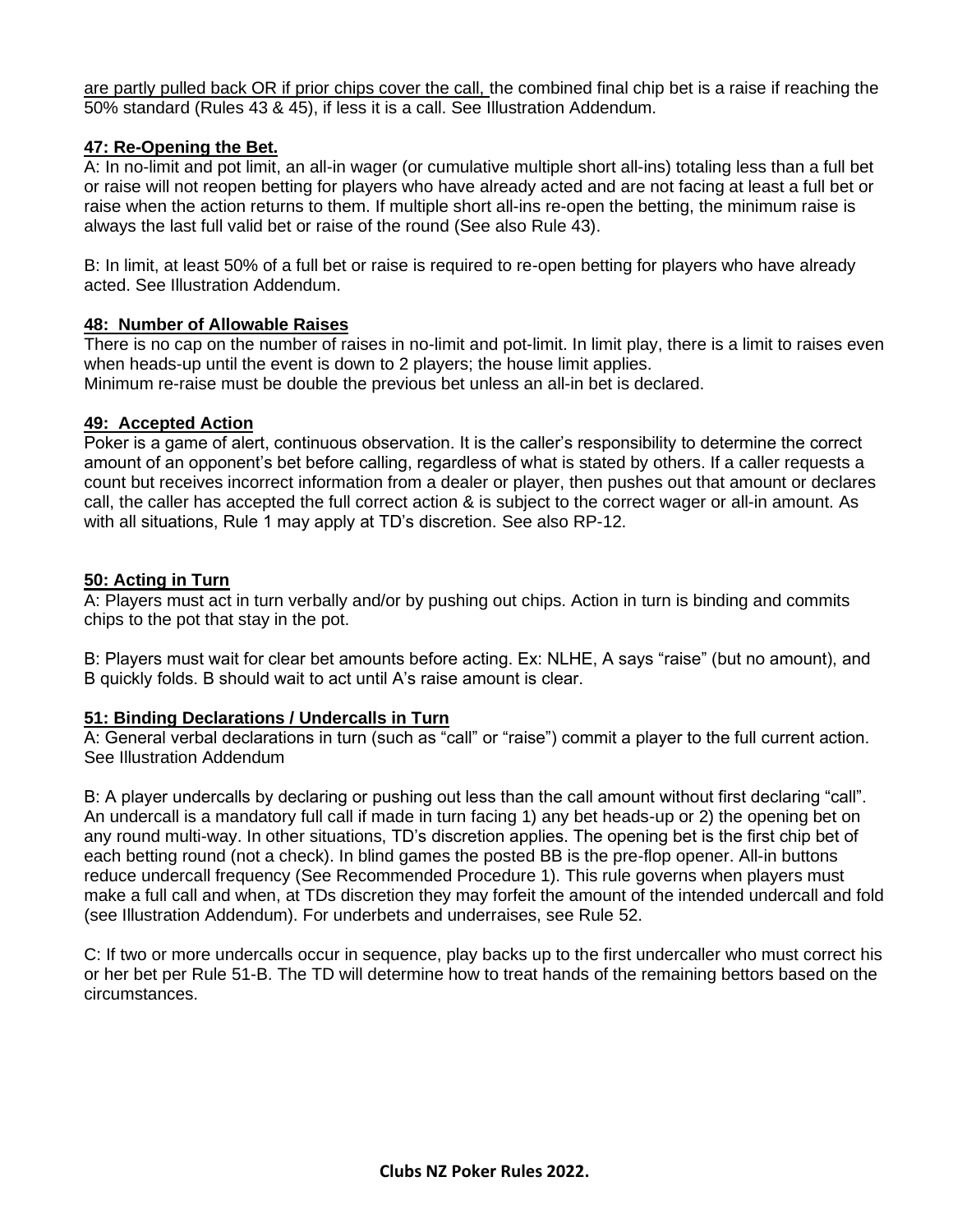are partly pulled back OR if prior chips cover the call, the combined final chip bet is a raise if reaching the 50% standard (Rules 43 & 45), if less it is a call. See Illustration Addendum.

**47: Re-Opening the Bet.**

A: In no-limit and pot limit, an all-in wager (or cumulative multiple short all-ins) totaling less than a full bet or raise will not reopen betting for players who have already acted and are not facing at least a full bet or raise when the action returns to them. If multiple short all-ins re-open the betting, the minimum raise is always the last full valid bet or raise of the round (See also Rule 43).

B: In limit, at least 50% of a full bet or raise is required to re-open betting for players who have already acted. See Illustration Addendum.

**48: Number of Allowable Raises**

There is no cap on the number of raises in no-limit and pot-limit. In limit play, there is a limit to raises even when heads-up until the event is down to 2 players; the house limit applies.
Minimum re-raise must be double the previous bet unless an all-in bet is declared.

**49: Accepted Action**

Poker is a game of alert, continuous observation. It is the caller's responsibility to determine the correct amount of an opponent's bet before calling, regardless of what is stated by others. If a caller requests a count but receives incorrect information from a dealer or player, then pushes out that amount or declares call, the caller has accepted the full correct action & is subject to the correct wager or all-in amount. As with all situations, Rule 1 may apply at TD's discretion. See also RP-12.

**50: Acting in Turn**

A: Players must act in turn verbally and/or by pushing out chips. Action in turn is binding and commits chips to the pot that stay in the pot.

B: Players must wait for clear bet amounts before acting. Ex: NLHE, A says "raise" (but no amount), and B quickly folds. B should wait to act until A's raise amount is clear.

**51: Binding Declarations / Undercalls in Turn**

A: General verbal declarations in turn (such as "call" or "raise") commit a player to the full current action. See Illustration Addendum

B: A player undercalls by declaring or pushing out less than the call amount without first declaring "call". An undercall is a mandatory full call if made in turn facing 1) any bet heads-up or 2) the opening bet on any round multi-way. In other situations, TD's discretion applies. The opening bet is the first chip bet of each betting round (not a check). In blind games the posted BB is the pre-flop opener. All-in buttons reduce undercall frequency (See Recommended Procedure 1). This rule governs when players must make a full call and when, at TDs discretion they may forfeit the amount of the intended undercall and fold (see Illustration Addendum). For underbets and underraises, see Rule 52.

C: If two or more undercalls occur in sequence, play backs up to the first undercaller who must correct his or her bet per Rule 51-B. The TD will determine how to treat hands of the remaining bettors based on the circumstances.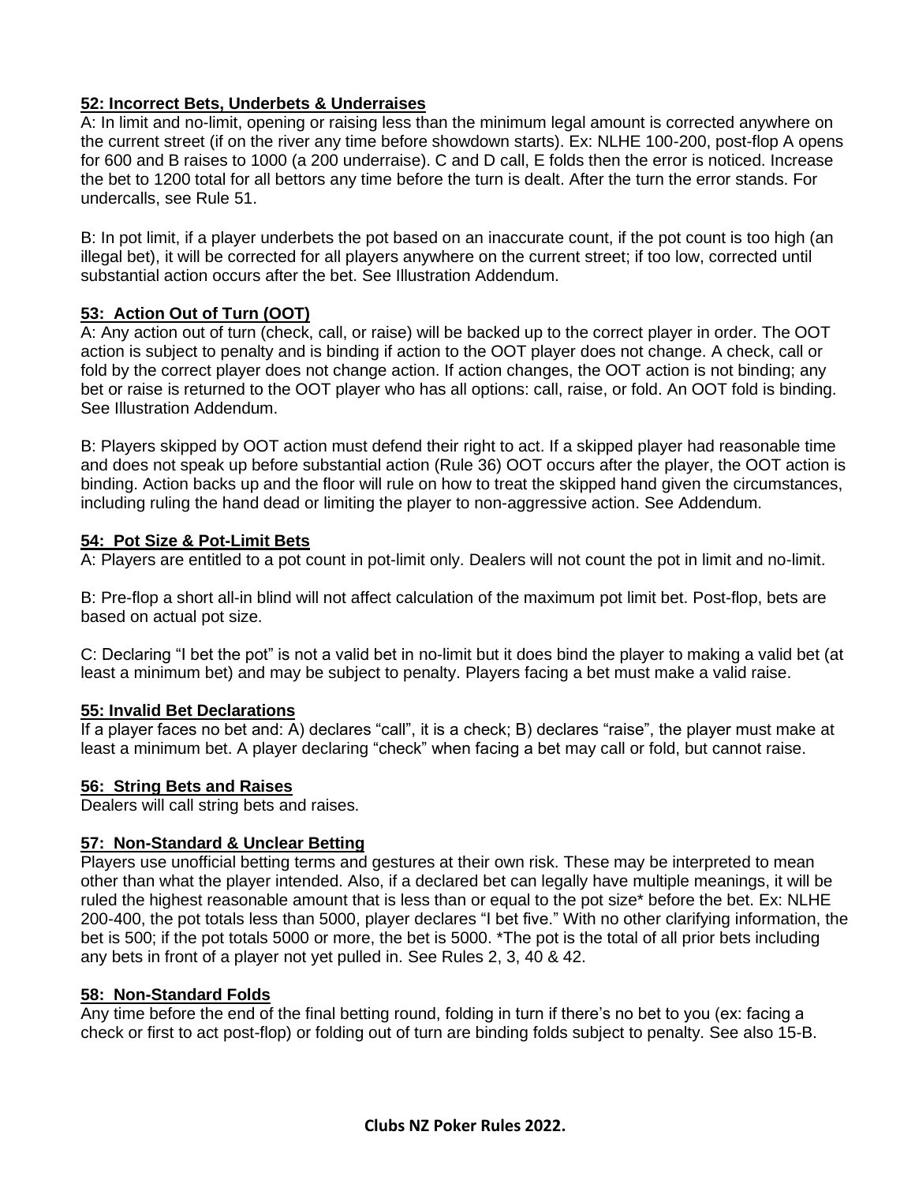### 52: Incorrect Bets, Underbets & Underraises

A: In limit and no-limit, opening or raising less than the minimum legal amount is corrected anywhere on the current street (if on the river any time before showdown starts). Ex: NLHE 100-200, post-flop A opens for 600 and B raises to 1000 (a 200 underraise). C and D call, E folds then the error is noticed. Increase the bet to 1200 total for all bettors any time before the turn is dealt. After the turn the error stands. For undercalls, see Rule 51.

B: In pot limit, if a player underbets the pot based on an inaccurate count, if the pot count is too high (an illegal bet), it will be corrected for all players anywhere on the current street; if too low, corrected until substantial action occurs after the bet. See Illustration Addendum.

### 53: Action Out of Turn (OOT)

A: Any action out of turn (check, call, or raise) will be backed up to the correct player in order. The OOT action is subject to penalty and is binding if action to the OOT player does not change. A check, call or fold by the correct player does not change action. If action changes, the OOT action is not binding; any bet or raise is returned to the OOT player who has all options: call, raise, or fold. An OOT fold is binding. See Illustration Addendum.

B: Players skipped by OOT action must defend their right to act. If a skipped player had reasonable time and does not speak up before substantial action (Rule 36) OOT occurs after the player, the OOT action is binding. Action backs up and the floor will rule on how to treat the skipped hand given the circumstances, including ruling the hand dead or limiting the player to non-aggressive action. See Addendum.

### 54: Pot Size & Pot-Limit Bets

A: Players are entitled to a pot count in pot-limit only. Dealers will not count the pot in limit and no-limit.

B: Pre-flop a short all-in blind will not affect calculation of the maximum pot limit bet. Post-flop, bets are based on actual pot size.

C: Declaring "I bet the pot" is not a valid bet in no-limit but it does bind the player to making a valid bet (at least a minimum bet) and may be subject to penalty. Players facing a bet must make a valid raise.

### 55: Invalid Bet Declarations

If a player faces no bet and: A) declares "call", it is a check; B) declares "raise", the player must make at least a minimum bet. A player declaring "check" when facing a bet may call or fold, but cannot raise.

### 56: String Bets and Raises

Dealers will call string bets and raises.

### 57: Non-Standard & Unclear Betting

Players use unofficial betting terms and gestures at their own risk. These may be interpreted to mean other than what the player intended. Also, if a declared bet can legally have multiple meanings, it will be ruled the highest reasonable amount that is less than or equal to the pot size* before the bet. Ex: NLHE 200-400, the pot totals less than 5000, player declares "I bet five." With no other clarifying information, the bet is 500; if the pot totals 5000 or more, the bet is 5000. *The pot is the total of all prior bets including any bets in front of a player not yet pulled in. See Rules 2, 3, 40 & 42.

### 58: Non-Standard Folds

Any time before the end of the final betting round, folding in turn if there's no bet to you (ex: facing a check or first to act post-flop) or folding out of turn are binding folds subject to penalty. See also 15-B.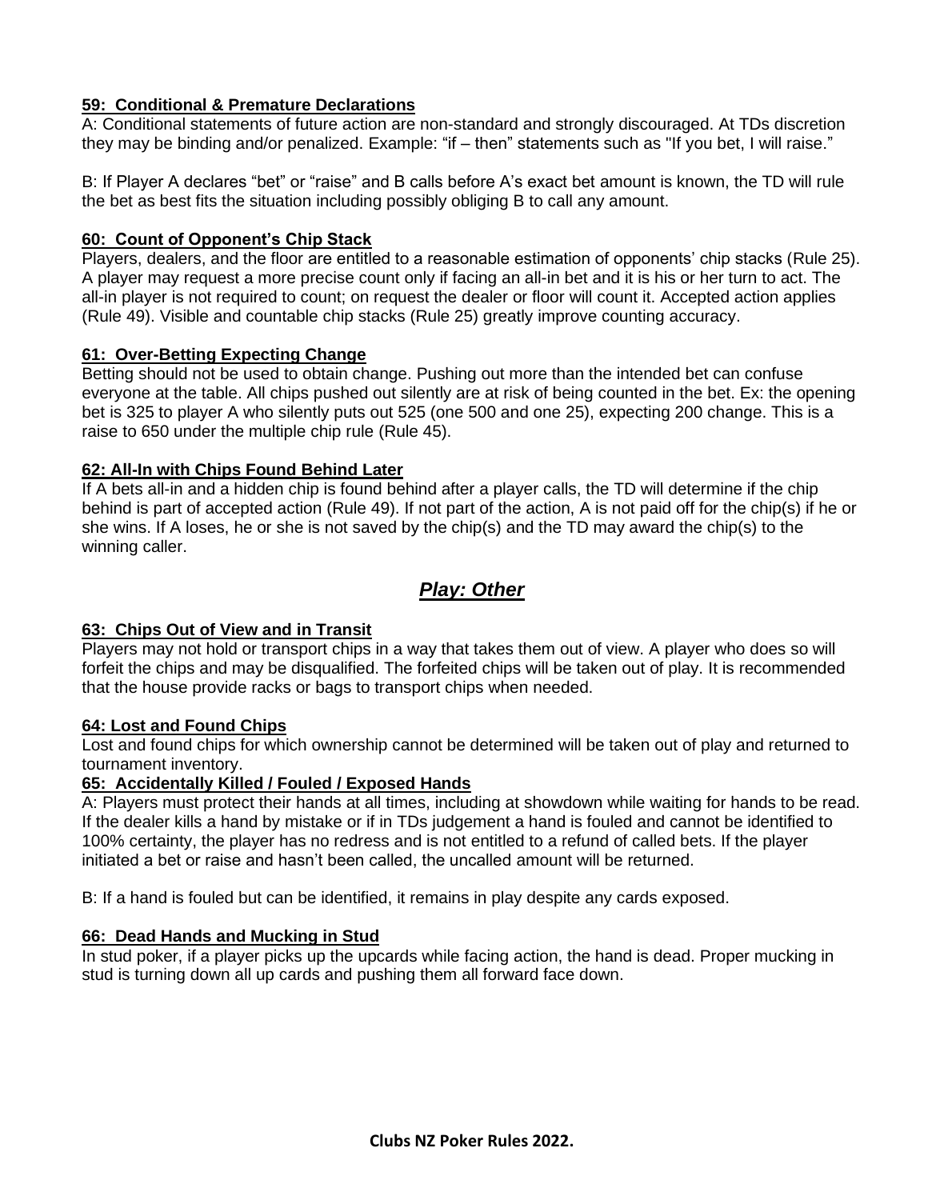**59: Conditional & Premature Declarations**

A: Conditional statements of future action are non-standard and strongly discouraged. At TDs discretion they may be binding and/or penalized. Example: "if – then" statements such as "If you bet, I will raise."

B: If Player A declares "bet" or "raise" and B calls before A's exact bet amount is known, the TD will rule the bet as best fits the situation including possibly obliging B to call any amount.

**60: Count of Opponent's Chip Stack**

Players, dealers, and the floor are entitled to a reasonable estimation of opponents' chip stacks (Rule 25). A player may request a more precise count only if facing an all-in bet and it is his or her turn to act. The all-in player is not required to count; on request the dealer or floor will count it. Accepted action applies (Rule 49). Visible and countable chip stacks (Rule 25) greatly improve counting accuracy.

**61: Over-Betting Expecting Change**

Betting should not be used to obtain change. Pushing out more than the intended bet can confuse everyone at the table. All chips pushed out silently are at risk of being counted in the bet. Ex: the opening bet is 325 to player A who silently puts out 525 (one 500 and one 25), expecting 200 change. This is a raise to 650 under the multiple chip rule (Rule 45).

**62: All-In with Chips Found Behind Later**

If A bets all-in and a hidden chip is found behind after a player calls, the TD will determine if the chip behind is part of accepted action (Rule 49). If not part of the action, A is not paid off for the chip(s) if he or she wins. If A loses, he or she is not saved by the chip(s) and the TD may award the chip(s) to the winning caller.

## *Play: Other*

**63: Chips Out of View and in Transit**

Players may not hold or transport chips in a way that takes them out of view. A player who does so will forfeit the chips and may be disqualified. The forfeited chips will be taken out of play. It is recommended that the house provide racks or bags to transport chips when needed.

**64: Lost and Found Chips**

Lost and found chips for which ownership cannot be determined will be taken out of play and returned to tournament inventory.

**65: Accidentally Killed / Fouled / Exposed Hands**

A: Players must protect their hands at all times, including at showdown while waiting for hands to be read. If the dealer kills a hand by mistake or if in TDs judgement a hand is fouled and cannot be identified to 100% certainty, the player has no redress and is not entitled to a refund of called bets. If the player initiated a bet or raise and hasn't been called, the uncalled amount will be returned.

B: If a hand is fouled but can be identified, it remains in play despite any cards exposed.

**66: Dead Hands and Mucking in Stud**

In stud poker, if a player picks up the upcards while facing action, the hand is dead. Proper mucking in stud is turning down all up cards and pushing them all forward face down.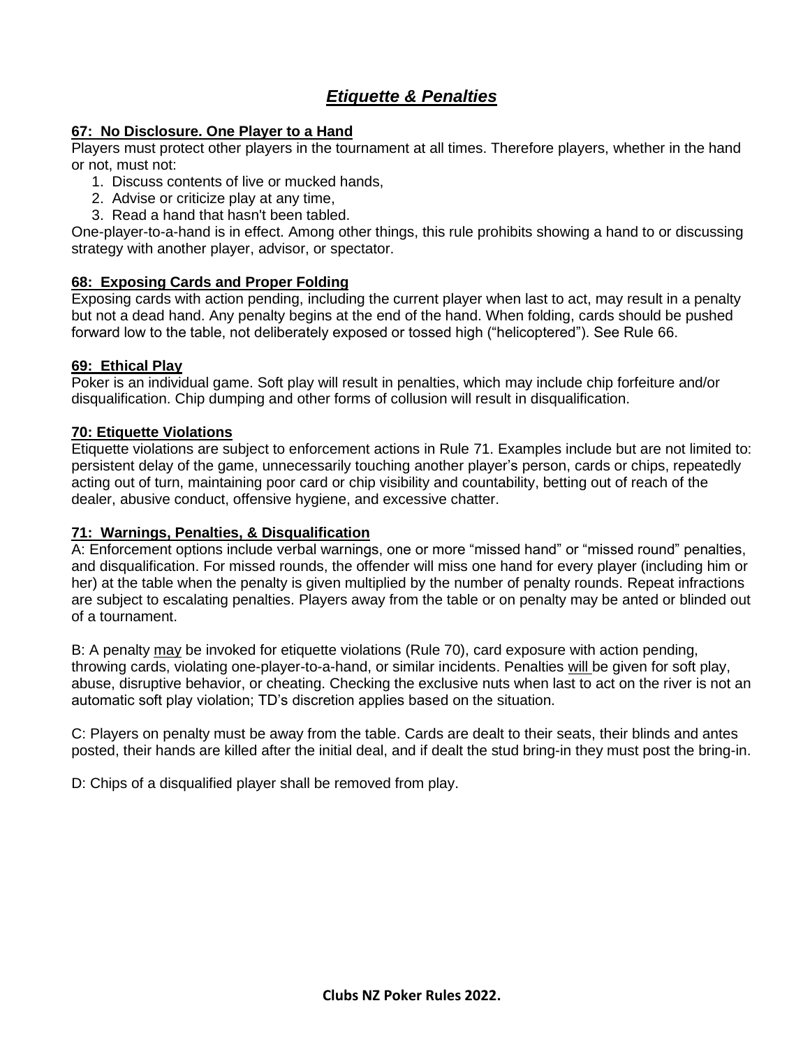## *Etiquette & Penalties*

### 67: No Disclosure. One Player to a Hand

Players must protect other players in the tournament at all times. Therefore players, whether in the hand or not, must not:

1. Discuss contents of live or mucked hands,
2. Advise or criticize play at any time,
3. Read a hand that hasn't been tabled.

One-player-to-a-hand is in effect. Among other things, this rule prohibits showing a hand to or discussing strategy with another player, advisor, or spectator.

### 68: Exposing Cards and Proper Folding

Exposing cards with action pending, including the current player when last to act, may result in a penalty but not a dead hand. Any penalty begins at the end of the hand. When folding, cards should be pushed forward low to the table, not deliberately exposed or tossed high ("helicoptered"). See Rule 66.

### 69: Ethical Play

Poker is an individual game. Soft play will result in penalties, which may include chip forfeiture and/or disqualification. Chip dumping and other forms of collusion will result in disqualification.

### 70: Etiquette Violations

Etiquette violations are subject to enforcement actions in Rule 71. Examples include but are not limited to: persistent delay of the game, unnecessarily touching another player's person, cards or chips, repeatedly acting out of turn, maintaining poor card or chip visibility and countability, betting out of reach of the dealer, abusive conduct, offensive hygiene, and excessive chatter.

### 71: Warnings, Penalties, & Disqualification

A: Enforcement options include verbal warnings, one or more "missed hand" or "missed round" penalties, and disqualification. For missed rounds, the offender will miss one hand for every player (including him or her) at the table when the penalty is given multiplied by the number of penalty rounds. Repeat infractions are subject to escalating penalties. Players away from the table or on penalty may be anted or blinded out of a tournament.

B: A penalty <u>may</u> be invoked for etiquette violations (Rule 70), card exposure with action pending, throwing cards, violating one-player-to-a-hand, or similar incidents. Penalties <u>will</u> be given for soft play, abuse, disruptive behavior, or cheating. Checking the exclusive nuts when last to act on the river is not an automatic soft play violation; TD's discretion applies based on the situation.

C: Players on penalty must be away from the table. Cards are dealt to their seats, their blinds and antes posted, their hands are killed after the initial deal, and if dealt the stud bring-in they must post the bring-in.

D: Chips of a disqualified player shall be removed from play.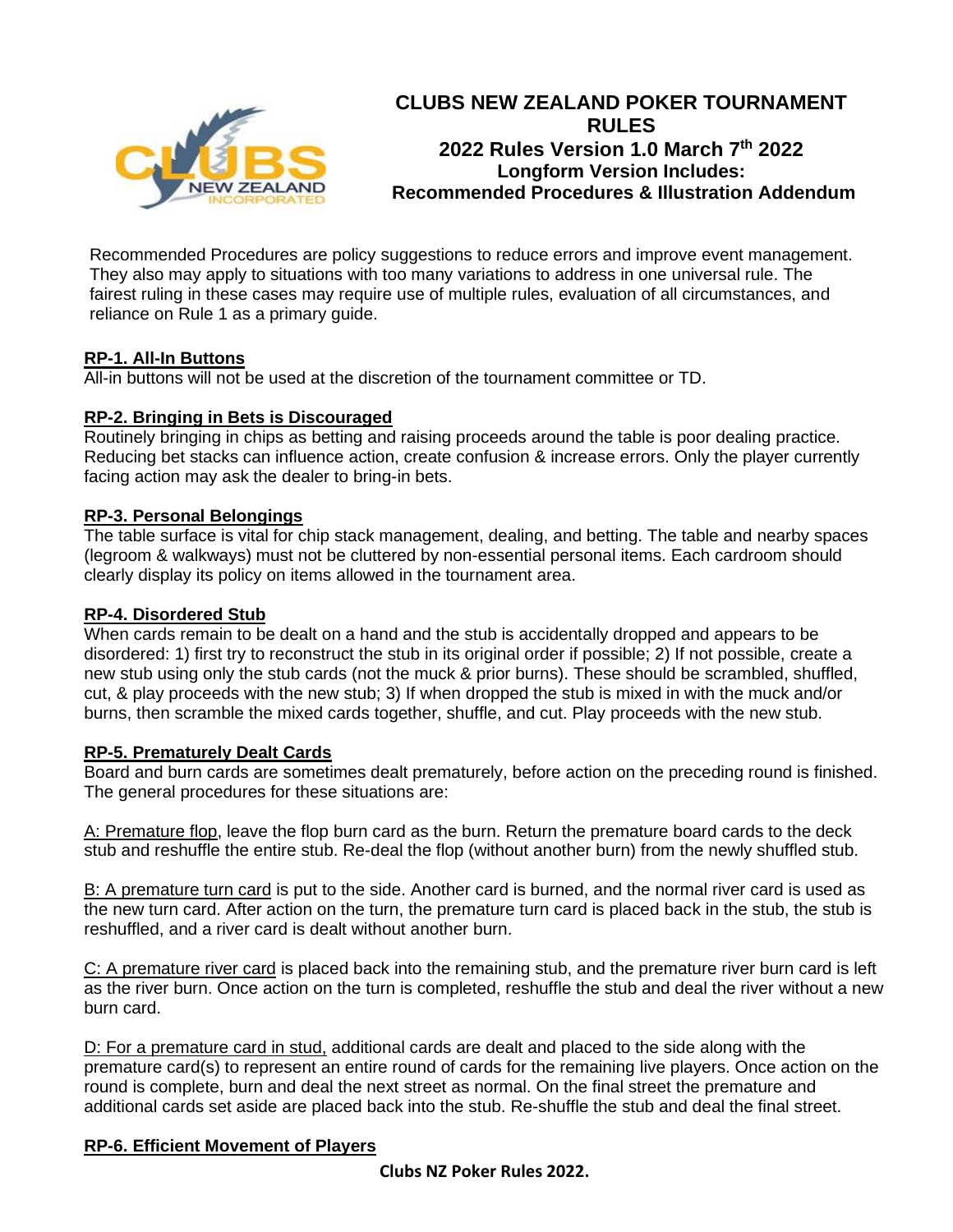# CLUBS NEW ZEALAND POKER TOURNAMENT RULES

## 2022 Rules Version 1.0 March 7th 2022

### Longform Version Includes: Recommended Procedures & Illustration Addendum

Recommended Procedures are policy suggestions to reduce errors and improve event management. They also may apply to situations with too many variations to address in one universal rule. The fairest ruling in these cases may require use of multiple rules, evaluation of all circumstances, and reliance on Rule 1 as a primary guide.

**RP-1. All-In Buttons**

All-in buttons will not be used at the discretion of the tournament committee or TD.

**RP-2. Bringing in Bets is Discouraged**

Routinely bringing in chips as betting and raising proceeds around the table is poor dealing practice. Reducing bet stacks can influence action, create confusion & increase errors. Only the player currently facing action may ask the dealer to bring-in bets.

**RP-3. Personal Belongings**

The table surface is vital for chip stack management, dealing, and betting. The table and nearby spaces (legroom & walkways) must not be cluttered by non-essential personal items. Each cardroom should clearly display its policy on items allowed in the tournament area.

**RP-4. Disordered Stub**

When cards remain to be dealt on a hand and the stub is accidentally dropped and appears to be disordered: 1) first try to reconstruct the stub in its original order if possible; 2) If not possible, create a new stub using only the stub cards (not the muck & prior burns). These should be scrambled, shuffled, cut, & play proceeds with the new stub; 3) If when dropped the stub is mixed in with the muck and/or burns, then scramble the mixed cards together, shuffle, and cut. Play proceeds with the new stub.

**RP-5. Prematurely Dealt Cards**

Board and burn cards are sometimes dealt prematurely, before action on the preceding round is finished. The general procedures for these situations are:

A: Premature flop, leave the flop burn card as the burn. Return the premature board cards to the deck stub and reshuffle the entire stub. Re-deal the flop (without another burn) from the newly shuffled stub.

B: A premature turn card is put to the side. Another card is burned, and the normal river card is used as the new turn card. After action on the turn, the premature turn card is placed back in the stub, the stub is reshuffled, and a river card is dealt without another burn.

C: A premature river card is placed back into the remaining stub, and the premature river burn card is left as the river burn. Once action on the turn is completed, reshuffle the stub and deal the river without a new burn card.

D: For a premature card in stud, additional cards are dealt and placed to the side along with the premature card(s) to represent an entire round of cards for the remaining live players. Once action on the round is complete, burn and deal the next street as normal. On the final street the premature and additional cards set aside are placed back into the stub. Re-shuffle the stub and deal the final street.

**RP-6. Efficient Movement of Players**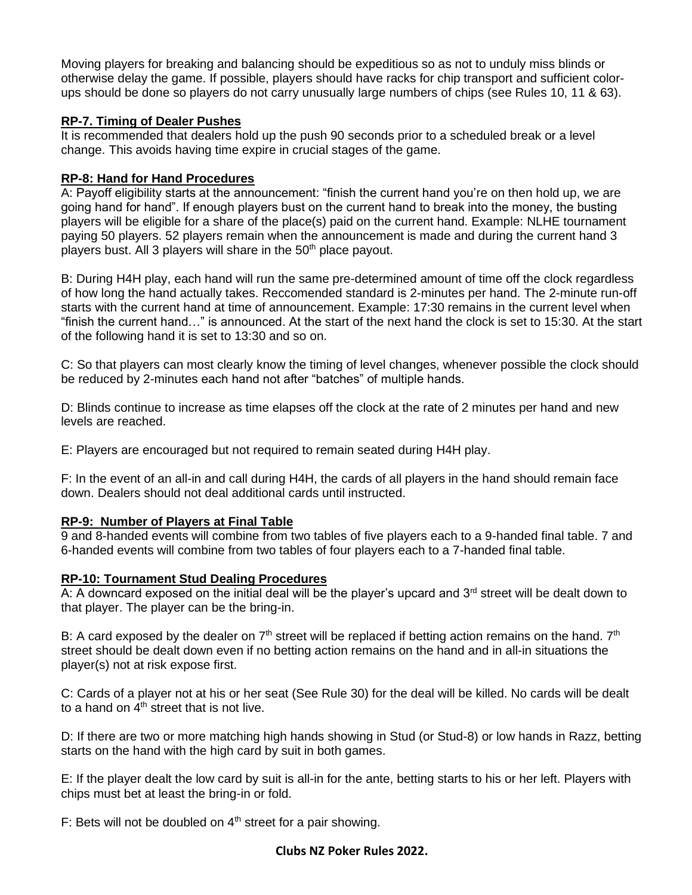Moving players for breaking and balancing should be expeditious so as not to unduly miss blinds or otherwise delay the game. If possible, players should have racks for chip transport and sufficient color-ups should be done so players do not carry unusually large numbers of chips (see Rules 10, 11 & 63).

**RP-7. Timing of Dealer Pushes**

It is recommended that dealers hold up the push 90 seconds prior to a scheduled break or a level change. This avoids having time expire in crucial stages of the game.

**RP-8: Hand for Hand Procedures**

A: Payoff eligibility starts at the announcement: "finish the current hand you're on then hold up, we are going hand for hand". If enough players bust on the current hand to break into the money, the busting players will be eligible for a share of the place(s) paid on the current hand. Example: NLHE tournament paying 50 players. 52 players remain when the announcement is made and during the current hand 3 players bust. All 3 players will share in the 50th place payout.

B: During H4H play, each hand will run the same pre-determined amount of time off the clock regardless of how long the hand actually takes. Reccomended standard is 2-minutes per hand. The 2-minute run-off starts with the current hand at time of announcement. Example: 17:30 remains in the current level when "finish the current hand…" is announced. At the start of the next hand the clock is set to 15:30. At the start of the following hand it is set to 13:30 and so on.

C: So that players can most clearly know the timing of level changes, whenever possible the clock should be reduced by 2-minutes each hand not after "batches" of multiple hands.

D: Blinds continue to increase as time elapses off the clock at the rate of 2 minutes per hand and new levels are reached.

E: Players are encouraged but not required to remain seated during H4H play.

F: In the event of an all-in and call during H4H, the cards of all players in the hand should remain face down. Dealers should not deal additional cards until instructed.

**RP-9: Number of Players at Final Table**

9 and 8-handed events will combine from two tables of five players each to a 9-handed final table. 7 and 6-handed events will combine from two tables of four players each to a 7-handed final table.

**RP-10: Tournament Stud Dealing Procedures**

A: A downcard exposed on the initial deal will be the player's upcard and 3rd street will be dealt down to that player. The player can be the bring-in.

B: A card exposed by the dealer on 7th street will be replaced if betting action remains on the hand. 7th street should be dealt down even if no betting action remains on the hand and in all-in situations the player(s) not at risk expose first.

C: Cards of a player not at his or her seat (See Rule 30) for the deal will be killed. No cards will be dealt to a hand on 4th street that is not live.

D: If there are two or more matching high hands showing in Stud (or Stud-8) or low hands in Razz, betting starts on the hand with the high card by suit in both games.

E: If the player dealt the low card by suit is all-in for the ante, betting starts to his or her left. Players with chips must bet at least the bring-in or fold.

F: Bets will not be doubled on 4th street for a pair showing.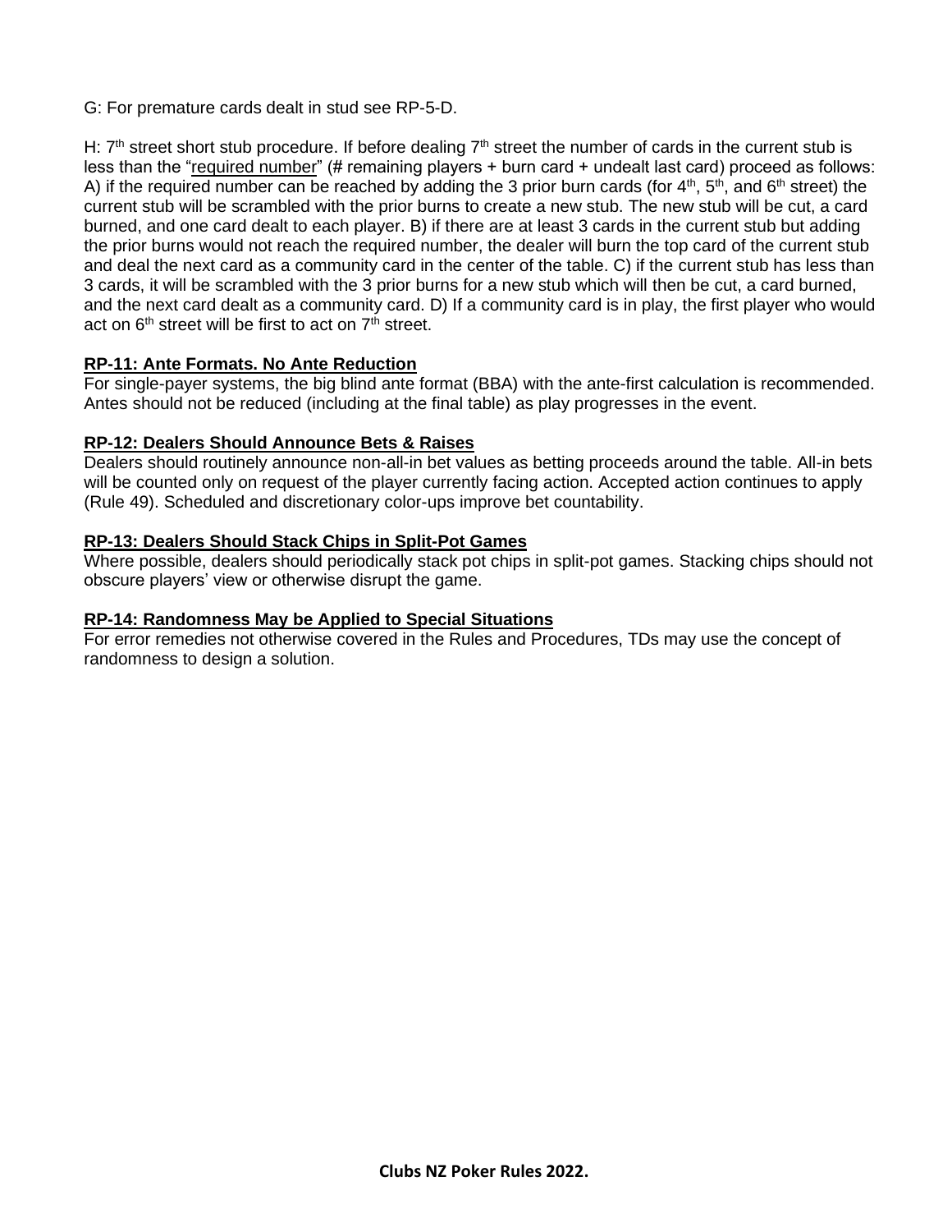G: For premature cards dealt in stud see RP-5-D.

H: 7th street short stub procedure. If before dealing 7th street the number of cards in the current stub is less than the "required number" (# remaining players + burn card + undealt last card) proceed as follows: A) if the required number can be reached by adding the 3 prior burn cards (for 4th, 5th, and 6th street) the current stub will be scrambled with the prior burns to create a new stub. The new stub will be cut, a card burned, and one card dealt to each player. B) if there are at least 3 cards in the current stub but adding the prior burns would not reach the required number, the dealer will burn the top card of the current stub and deal the next card as a community card in the center of the table. C) if the current stub has less than 3 cards, it will be scrambled with the 3 prior burns for a new stub which will then be cut, a card burned, and the next card dealt as a community card. D) If a community card is in play, the first player who would act on 6th street will be first to act on 7th street.

**RP-11: Ante Formats. No Ante Reduction**

For single-payer systems, the big blind ante format (BBA) with the ante-first calculation is recommended. Antes should not be reduced (including at the final table) as play progresses in the event.

**RP-12: Dealers Should Announce Bets & Raises**

Dealers should routinely announce non-all-in bet values as betting proceeds around the table. All-in bets will be counted only on request of the player currently facing action. Accepted action continues to apply (Rule 49). Scheduled and discretionary color-ups improve bet countability.

**RP-13: Dealers Should Stack Chips in Split-Pot Games**

Where possible, dealers should periodically stack pot chips in split-pot games. Stacking chips should not obscure players' view or otherwise disrupt the game.

**RP-14: Randomness May be Applied to Special Situations**

For error remedies not otherwise covered in the Rules and Procedures, TDs may use the concept of randomness to design a solution.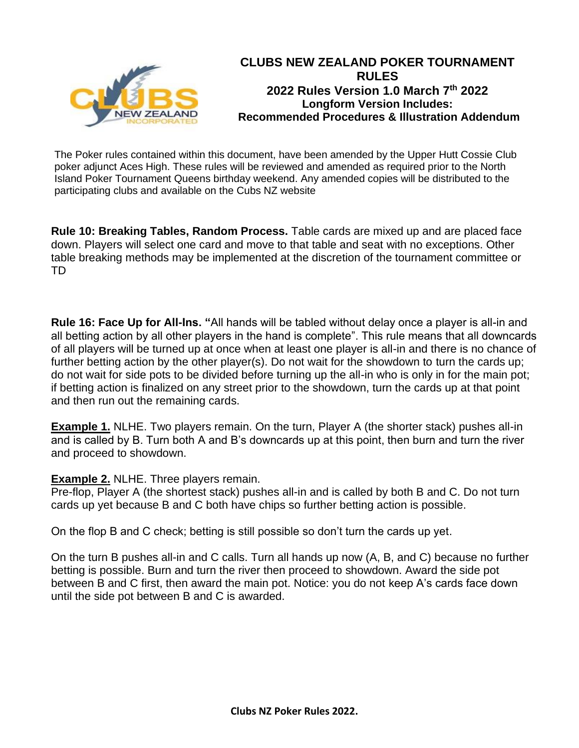# CLUBS NEW ZEALAND POKER TOURNAMENT RULES

## 2022 Rules Version 1.0 March 7th 2022

### Longform Version Includes: Recommended Procedures & Illustration Addendum

The Poker rules contained within this document, have been amended by the Upper Hutt Cossie Club poker adjunct Aces High. These rules will be reviewed and amended as required prior to the North Island Poker Tournament Queens birthday weekend. Any amended copies will be distributed to the participating clubs and available on the Cubs NZ website

**Rule 10: Breaking Tables, Random Process.** Table cards are mixed up and are placed face down. Players will select one card and move to that table and seat with no exceptions. Other table breaking methods may be implemented at the discretion of the tournament committee or TD

**Rule 16: Face Up for All-Ins. "**All hands will be tabled without delay once a player is all-in and all betting action by all other players in the hand is complete". This rule means that all downcards of all players will be turned up at once when at least one player is all-in and there is no chance of further betting action by the other player(s). Do not wait for the showdown to turn the cards up; do not wait for side pots to be divided before turning up the all-in who is only in for the main pot; if betting action is finalized on any street prior to the showdown, turn the cards up at that point and then run out the remaining cards.

**Example 1.** NLHE. Two players remain. On the turn, Player A (the shorter stack) pushes all-in and is called by B. Turn both A and B's downcards up at this point, then burn and turn the river and proceed to showdown.

**Example 2.** NLHE. Three players remain.
Pre-flop, Player A (the shortest stack) pushes all-in and is called by both B and C. Do not turn cards up yet because B and C both have chips so further betting action is possible.

On the flop B and C check; betting is still possible so don't turn the cards up yet.

On the turn B pushes all-in and C calls. Turn all hands up now (A, B, and C) because no further betting is possible. Burn and turn the river then proceed to showdown. Award the side pot between B and C first, then award the main pot. Notice: you do not keep A's cards face down until the side pot between B and C is awarded.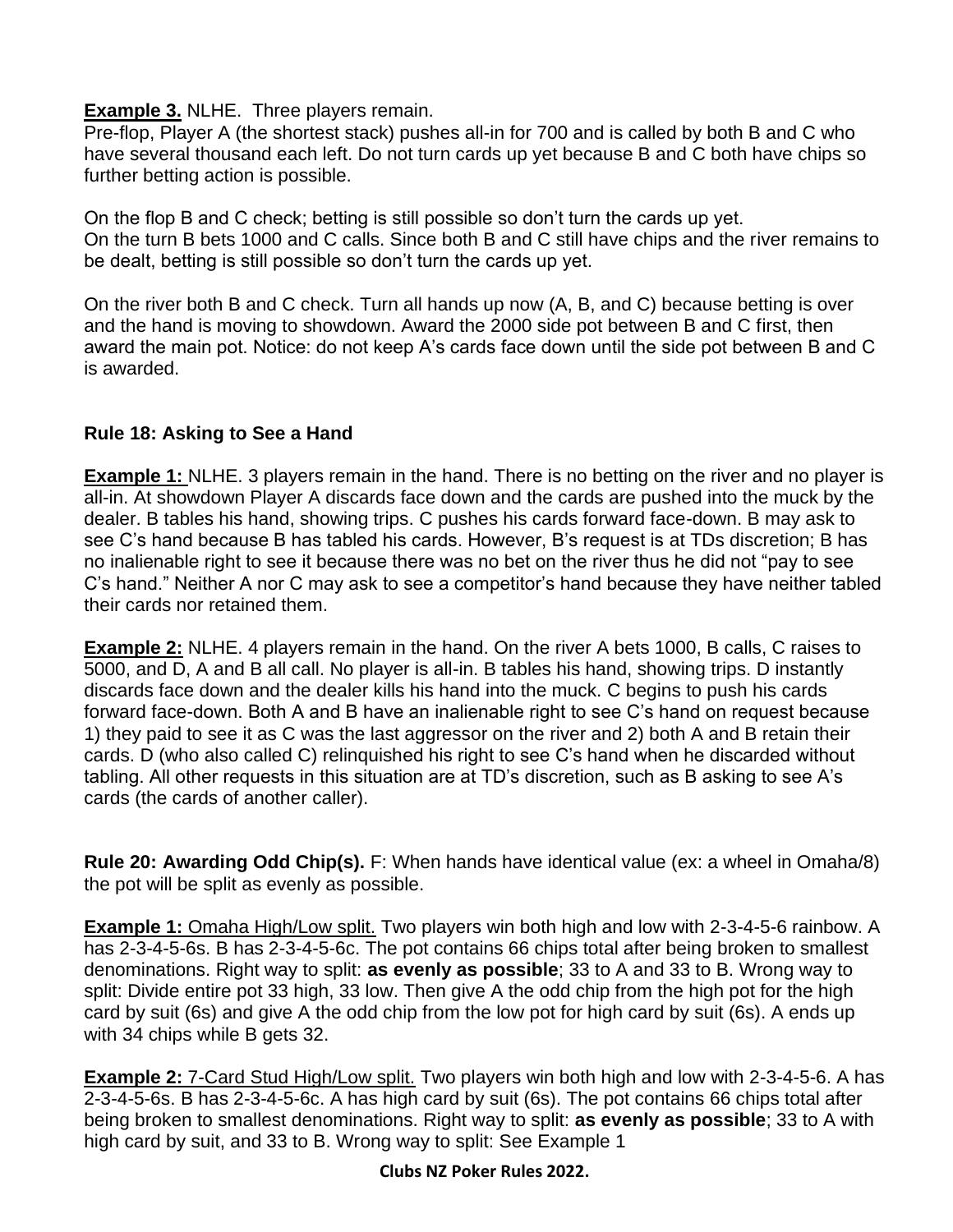**Example 3.** NLHE. Three players remain.
Pre-flop, Player A (the shortest stack) pushes all-in for 700 and is called by both B and C who have several thousand each left. Do not turn cards up yet because B and C both have chips so further betting action is possible.

On the flop B and C check; betting is still possible so don't turn the cards up yet.
On the turn B bets 1000 and C calls. Since both B and C still have chips and the river remains to be dealt, betting is still possible so don't turn the cards up yet.

On the river both B and C check. Turn all hands up now (A, B, and C) because betting is over and the hand is moving to showdown. Award the 2000 side pot between B and C first, then award the main pot. Notice: do not keep A's cards face down until the side pot between B and C is awarded.

### Rule 18: Asking to See a Hand

**Example 1:** NLHE. 3 players remain in the hand. There is no betting on the river and no player is all-in. At showdown Player A discards face down and the cards are pushed into the muck by the dealer. B tables his hand, showing trips. C pushes his cards forward face-down. B may ask to see C's hand because B has tabled his cards. However, B's request is at TDs discretion; B has no inalienable right to see it because there was no bet on the river thus he did not "pay to see C's hand." Neither A nor C may ask to see a competitor's hand because they have neither tabled their cards nor retained them.

**Example 2:** NLHE. 4 players remain in the hand. On the river A bets 1000, B calls, C raises to 5000, and D, A and B all call. No player is all-in. B tables his hand, showing trips. D instantly discards face down and the dealer kills his hand into the muck. C begins to push his cards forward face-down. Both A and B have an inalienable right to see C's hand on request because 1) they paid to see it as C was the last aggressor on the river and 2) both A and B retain their cards. D (who also called C) relinquished his right to see C's hand when he discarded without tabling. All other requests in this situation are at TD's discretion, such as B asking to see A's cards (the cards of another caller).

**Rule 20: Awarding Odd Chip(s).** F: When hands have identical value (ex: a wheel in Omaha/8) the pot will be split as evenly as possible.

**Example 1:** Omaha High/Low split. Two players win both high and low with 2-3-4-5-6 rainbow. A has 2-3-4-5-6s. B has 2-3-4-5-6c. The pot contains 66 chips total after being broken to smallest denominations. Right way to split: **as evenly as possible**; 33 to A and 33 to B. Wrong way to split: Divide entire pot 33 high, 33 low. Then give A the odd chip from the high pot for the high card by suit (6s) and give A the odd chip from the low pot for high card by suit (6s). A ends up with 34 chips while B gets 32.

**Example 2:** 7-Card Stud High/Low split. Two players win both high and low with 2-3-4-5-6. A has 2-3-4-5-6s. B has 2-3-4-5-6c. A has high card by suit (6s). The pot contains 66 chips total after being broken to smallest denominations. Right way to split: **as evenly as possible**; 33 to A with high card by suit, and 33 to B. Wrong way to split: See Example 1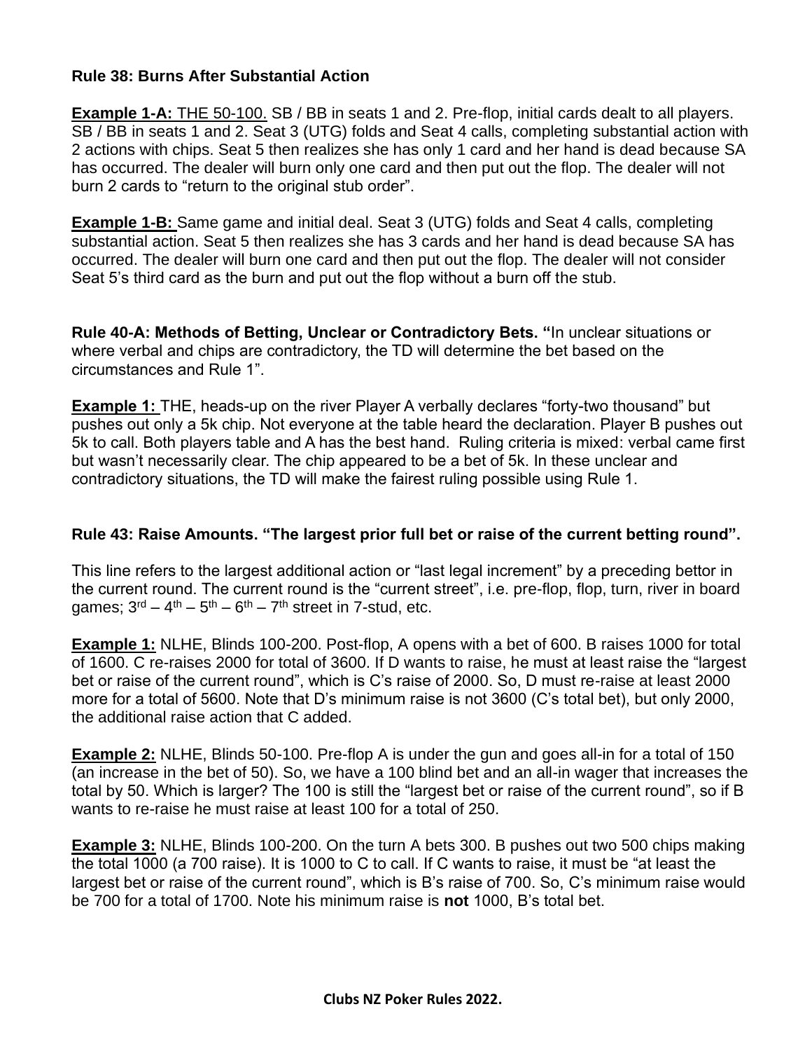**Rule 38: Burns After Substantial Action**

**Example 1-A:** THE 50-100. SB / BB in seats 1 and 2. Pre-flop, initial cards dealt to all players. SB / BB in seats 1 and 2. Seat 3 (UTG) folds and Seat 4 calls, completing substantial action with 2 actions with chips. Seat 5 then realizes she has only 1 card and her hand is dead because SA has occurred. The dealer will burn only one card and then put out the flop. The dealer will not burn 2 cards to "return to the original stub order".

**Example 1-B:** Same game and initial deal. Seat 3 (UTG) folds and Seat 4 calls, completing substantial action. Seat 5 then realizes she has 3 cards and her hand is dead because SA has occurred. The dealer will burn one card and then put out the flop. The dealer will not consider Seat 5's third card as the burn and put out the flop without a burn off the stub.

**Rule 40-A: Methods of Betting, Unclear or Contradictory Bets.** "In unclear situations or where verbal and chips are contradictory, the TD will determine the bet based on the circumstances and Rule 1".

**Example 1:** THE, heads-up on the river Player A verbally declares "forty-two thousand" but pushes out only a 5k chip. Not everyone at the table heard the declaration. Player B pushes out 5k to call. Both players table and A has the best hand. Ruling criteria is mixed: verbal came first but wasn't necessarily clear. The chip appeared to be a bet of 5k. In these unclear and contradictory situations, the TD will make the fairest ruling possible using Rule 1.

**Rule 43: Raise Amounts. "The largest prior full bet or raise of the current betting round".**

This line refers to the largest additional action or "last legal increment" by a preceding bettor in the current round. The current round is the "current street", i.e. pre-flop, flop, turn, river in board games; 3rd – 4th – 5th – 6th – 7th street in 7-stud, etc.

**Example 1:** NLHE, Blinds 100-200. Post-flop, A opens with a bet of 600. B raises 1000 for total of 1600. C re-raises 2000 for total of 3600. If D wants to raise, he must at least raise the "largest bet or raise of the current round", which is C's raise of 2000. So, D must re-raise at least 2000 more for a total of 5600. Note that D's minimum raise is not 3600 (C's total bet), but only 2000, the additional raise action that C added.

**Example 2:** NLHE, Blinds 50-100. Pre-flop A is under the gun and goes all-in for a total of 150 (an increase in the bet of 50). So, we have a 100 blind bet and an all-in wager that increases the total by 50. Which is larger? The 100 is still the "largest bet or raise of the current round", so if B wants to re-raise he must raise at least 100 for a total of 250.

**Example 3:** NLHE, Blinds 100-200. On the turn A bets 300. B pushes out two 500 chips making the total 1000 (a 700 raise). It is 1000 to C to call. If C wants to raise, it must be "at least the largest bet or raise of the current round", which is B's raise of 700. So, C's minimum raise would be 700 for a total of 1700. Note his minimum raise is **not** 1000, B's total bet.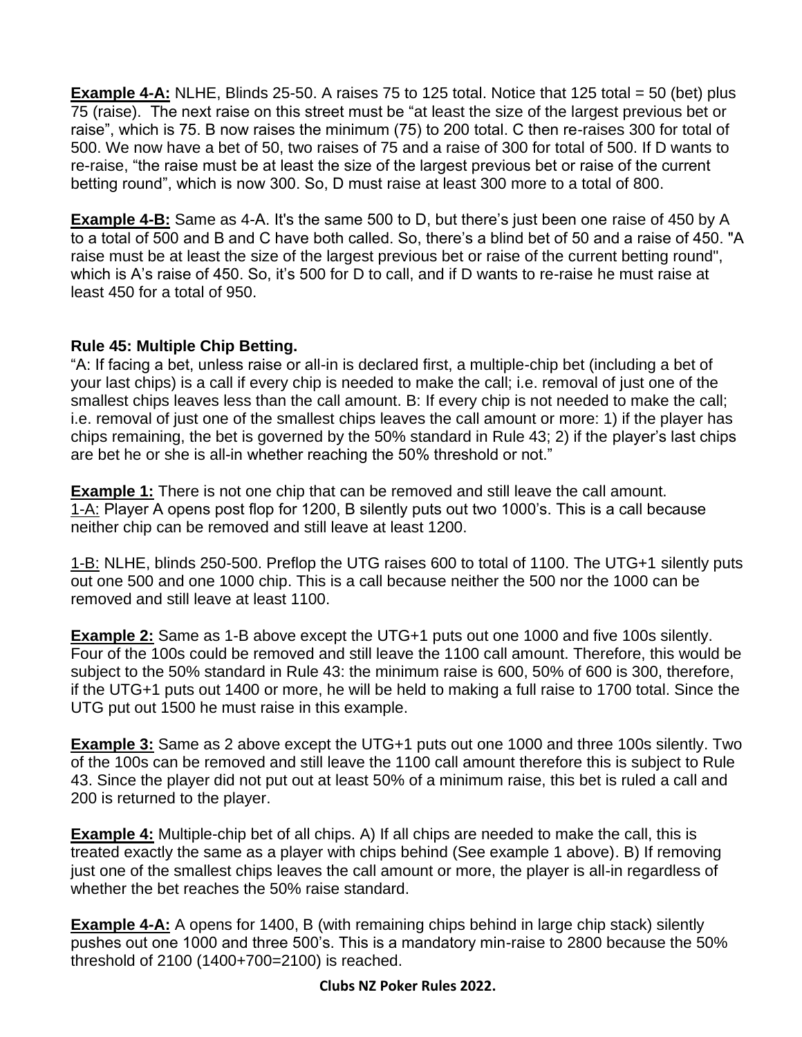**Example 4-A:** NLHE, Blinds 25-50. A raises 75 to 125 total. Notice that 125 total = 50 (bet) plus 75 (raise). The next raise on this street must be "at least the size of the largest previous bet or raise", which is 75. B now raises the minimum (75) to 200 total. C then re-raises 300 for total of 500. We now have a bet of 50, two raises of 75 and a raise of 300 for total of 500. If D wants to re-raise, "the raise must be at least the size of the largest previous bet or raise of the current betting round", which is now 300. So, D must raise at least 300 more to a total of 800.

**Example 4-B:** Same as 4-A. It's the same 500 to D, but there's just been one raise of 450 by A to a total of 500 and B and C have both called. So, there's a blind bet of 50 and a raise of 450. "A raise must be at least the size of the largest previous bet or raise of the current betting round", which is A's raise of 450. So, it's 500 for D to call, and if D wants to re-raise he must raise at least 450 for a total of 950.

**Rule 45: Multiple Chip Betting.**

"A: If facing a bet, unless raise or all-in is declared first, a multiple-chip bet (including a bet of your last chips) is a call if every chip is needed to make the call; i.e. removal of just one of the smallest chips leaves less than the call amount. B: If every chip is not needed to make the call; i.e. removal of just one of the smallest chips leaves the call amount or more: 1) if the player has chips remaining, the bet is governed by the 50% standard in Rule 43; 2) if the player's last chips are bet he or she is all-in whether reaching the 50% threshold or not."

**Example 1:** There is not one chip that can be removed and still leave the call amount.
1-A: Player A opens post flop for 1200, B silently puts out two 1000's. This is a call because neither chip can be removed and still leave at least 1200.

1-B: NLHE, blinds 250-500. Preflop the UTG raises 600 to total of 1100. The UTG+1 silently puts out one 500 and one 1000 chip. This is a call because neither the 500 nor the 1000 can be removed and still leave at least 1100.

**Example 2:** Same as 1-B above except the UTG+1 puts out one 1000 and five 100s silently. Four of the 100s could be removed and still leave the 1100 call amount. Therefore, this would be subject to the 50% standard in Rule 43: the minimum raise is 600, 50% of 600 is 300, therefore, if the UTG+1 puts out 1400 or more, he will be held to making a full raise to 1700 total. Since the UTG put out 1500 he must raise in this example.

**Example 3:** Same as 2 above except the UTG+1 puts out one 1000 and three 100s silently. Two of the 100s can be removed and still leave the 1100 call amount therefore this is subject to Rule 43. Since the player did not put out at least 50% of a minimum raise, this bet is ruled a call and 200 is returned to the player.

**Example 4:** Multiple-chip bet of all chips. A) If all chips are needed to make the call, this is treated exactly the same as a player with chips behind (See example 1 above). B) If removing just one of the smallest chips leaves the call amount or more, the player is all-in regardless of whether the bet reaches the 50% raise standard.

**Example 4-A:** A opens for 1400, B (with remaining chips behind in large chip stack) silently pushes out one 1000 and three 500's. This is a mandatory min-raise to 2800 because the 50% threshold of 2100 (1400+700=2100) is reached.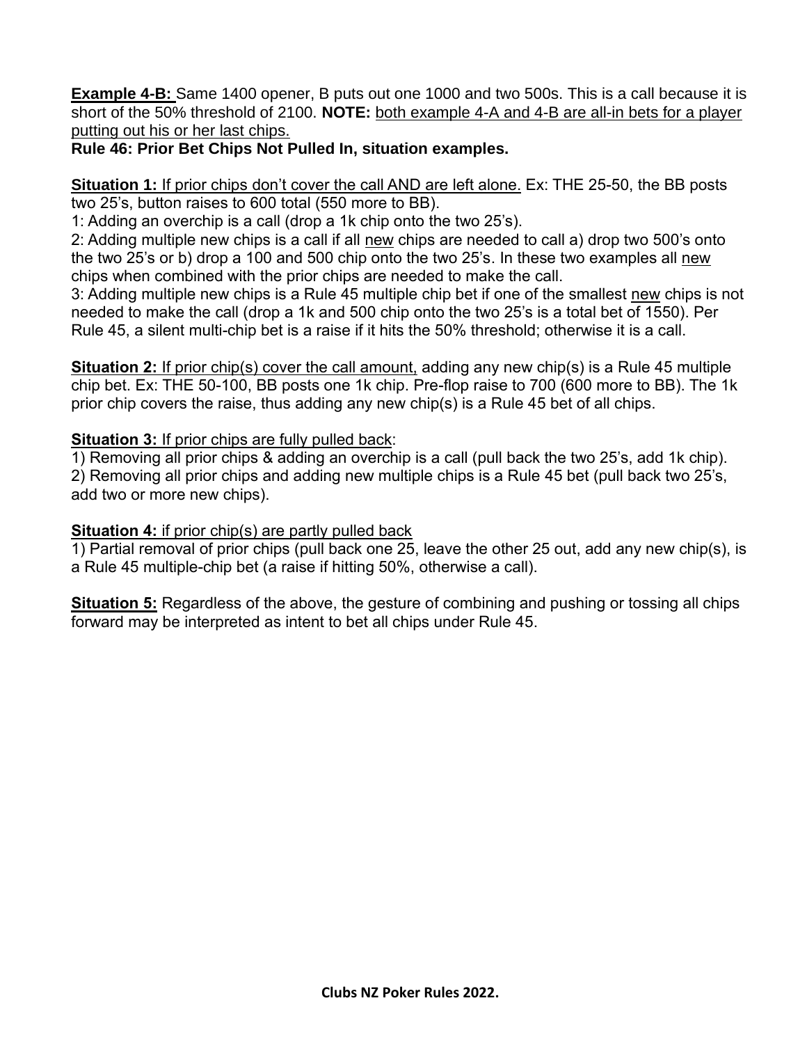**Example 4-B:** Same 1400 opener, B puts out one 1000 and two 500s. This is a call because it is short of the 50% threshold of 2100. **NOTE:** <u>both example 4-A and 4-B are all-in bets for a player putting out his or her last chips.</u>

**Rule 46: Prior Bet Chips Not Pulled In, situation examples.**

**<u>Situation 1:</u>** <u>If prior chips don't cover the call AND are left alone.</u> Ex: THE 25-50, the BB posts two 25's, button raises to 600 total (550 more to BB).

1: Adding an overchip is a call (drop a 1k chip onto the two 25's).

2: Adding multiple new chips is a call if all <u>new</u> chips are needed to call a) drop two 500's onto the two 25's or b) drop a 100 and 500 chip onto the two 25's. In these two examples all <u>new</u> chips when combined with the prior chips are needed to make the call.

3: Adding multiple new chips is a Rule 45 multiple chip bet if one of the smallest <u>new</u> chips is not needed to make the call (drop a 1k and 500 chip onto the two 25's is a total bet of 1550). Per Rule 45, a silent multi-chip bet is a raise if it hits the 50% threshold; otherwise it is a call.

**<u>Situation 2:</u>** <u>If prior chip(s) cover the call amount,</u> adding any new chip(s) is a Rule 45 multiple chip bet. Ex: THE 50-100, BB posts one 1k chip. Pre-flop raise to 700 (600 more to BB). The 1k prior chip covers the raise, thus adding any new chip(s) is a Rule 45 bet of all chips.

**<u>Situation 3:</u>** <u>If prior chips are fully pulled back</u>:

1) Removing all prior chips & adding an overchip is a call (pull back the two 25's, add 1k chip).

2) Removing all prior chips and adding new multiple chips is a Rule 45 bet (pull back two 25's, add two or more new chips).

**<u>Situation 4:</u>** <u>if prior chip(s) are partly pulled back</u>

1) Partial removal of prior chips (pull back one 25, leave the other 25 out, add any new chip(s), is a Rule 45 multiple-chip bet (a raise if hitting 50%, otherwise a call).

**<u>Situation 5:</u>** Regardless of the above, the gesture of combining and pushing or tossing all chips forward may be interpreted as intent to bet all chips under Rule 45.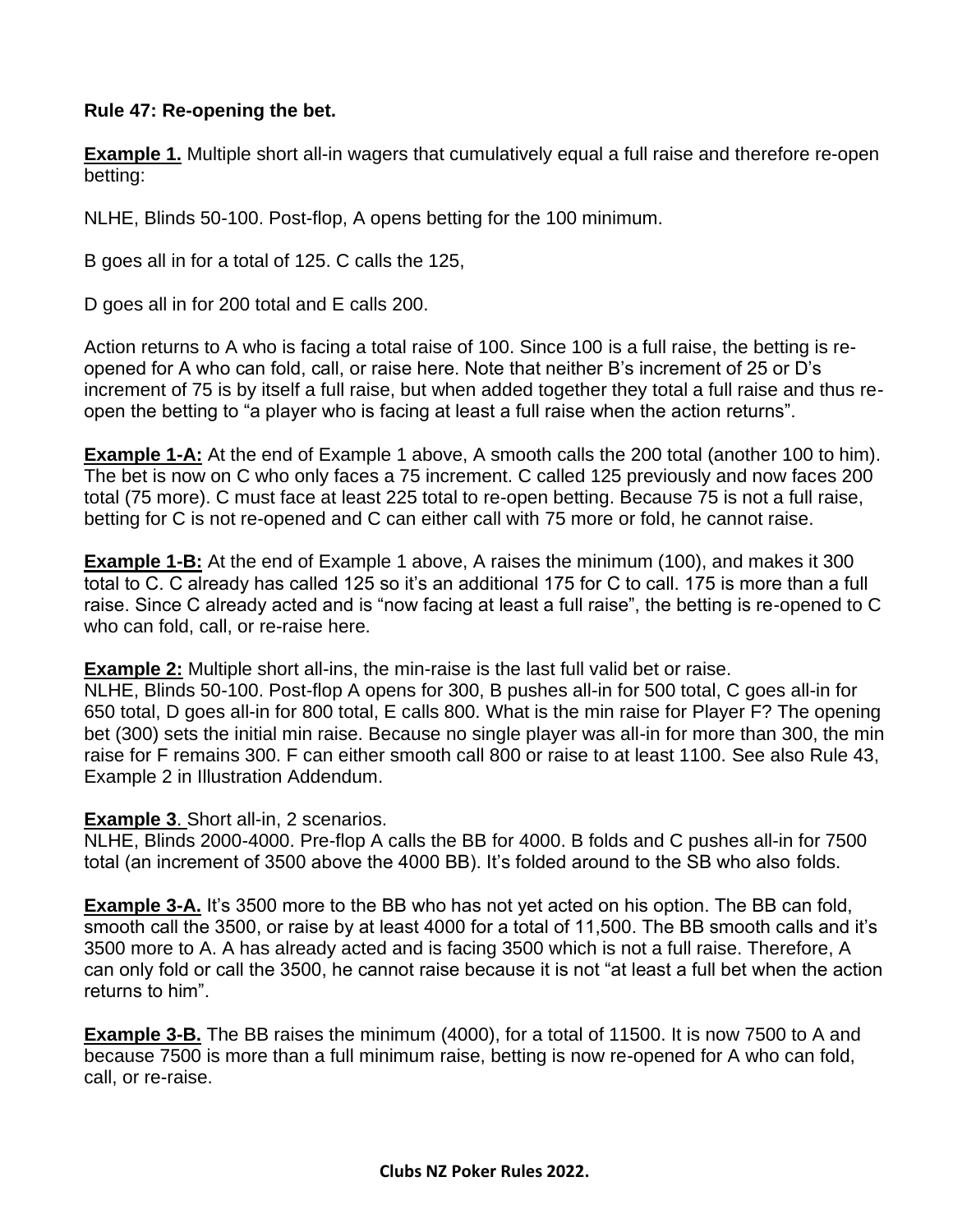**Rule 47: Re-opening the bet.**

**Example 1.** Multiple short all-in wagers that cumulatively equal a full raise and therefore re-open betting:

NLHE, Blinds 50-100. Post-flop, A opens betting for the 100 minimum.

B goes all in for a total of 125. C calls the 125,

D goes all in for 200 total and E calls 200.

Action returns to A who is facing a total raise of 100. Since 100 is a full raise, the betting is re-opened for A who can fold, call, or raise here. Note that neither B's increment of 25 or D's increment of 75 is by itself a full raise, but when added together they total a full raise and thus re-open the betting to "a player who is facing at least a full raise when the action returns".

**Example 1-A:** At the end of Example 1 above, A smooth calls the 200 total (another 100 to him). The bet is now on C who only faces a 75 increment. C called 125 previously and now faces 200 total (75 more). C must face at least 225 total to re-open betting. Because 75 is not a full raise, betting for C is not re-opened and C can either call with 75 more or fold, he cannot raise.

**Example 1-B:** At the end of Example 1 above, A raises the minimum (100), and makes it 300 total to C. C already has called 125 so it's an additional 175 for C to call. 175 is more than a full raise. Since C already acted and is "now facing at least a full raise", the betting is re-opened to C who can fold, call, or re-raise here.

**Example 2:** Multiple short all-ins, the min-raise is the last full valid bet or raise.
NLHE, Blinds 50-100. Post-flop A opens for 300, B pushes all-in for 500 total, C goes all-in for 650 total, D goes all-in for 800 total, E calls 800. What is the min raise for Player F? The opening bet (300) sets the initial min raise. Because no single player was all-in for more than 300, the min raise for F remains 300. F can either smooth call 800 or raise to at least 1100. See also Rule 43, Example 2 in Illustration Addendum.

**Example 3**. Short all-in, 2 scenarios.
NLHE, Blinds 2000-4000. Pre-flop A calls the BB for 4000. B folds and C pushes all-in for 7500 total (an increment of 3500 above the 4000 BB). It's folded around to the SB who also folds.

**Example 3-A.** It's 3500 more to the BB who has not yet acted on his option. The BB can fold, smooth call the 3500, or raise by at least 4000 for a total of 11,500. The BB smooth calls and it's 3500 more to A. A has already acted and is facing 3500 which is not a full raise. Therefore, A can only fold or call the 3500, he cannot raise because it is not "at least a full bet when the action returns to him".

**Example 3-B.** The BB raises the minimum (4000), for a total of 11500. It is now 7500 to A and because 7500 is more than a full minimum raise, betting is now re-opened for A who can fold, call, or re-raise.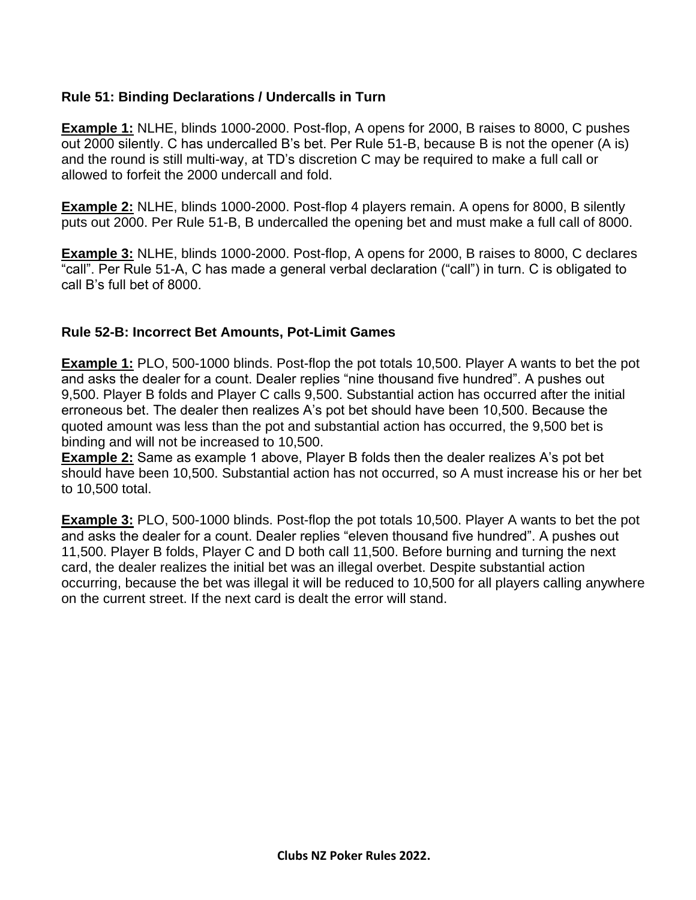### Rule 51: Binding Declarations / Undercalls in Turn

**Example 1:** NLHE, blinds 1000-2000. Post-flop, A opens for 2000, B raises to 8000, C pushes out 2000 silently. C has undercalled B's bet. Per Rule 51-B, because B is not the opener (A is) and the round is still multi-way, at TD's discretion C may be required to make a full call or allowed to forfeit the 2000 undercall and fold.

**Example 2:** NLHE, blinds 1000-2000. Post-flop 4 players remain. A opens for 8000, B silently puts out 2000. Per Rule 51-B, B undercalled the opening bet and must make a full call of 8000.

**Example 3:** NLHE, blinds 1000-2000. Post-flop, A opens for 2000, B raises to 8000, C declares "call". Per Rule 51-A, C has made a general verbal declaration ("call") in turn. C is obligated to call B's full bet of 8000.

### Rule 52-B: Incorrect Bet Amounts, Pot-Limit Games

**Example 1:** PLO, 500-1000 blinds. Post-flop the pot totals 10,500. Player A wants to bet the pot and asks the dealer for a count. Dealer replies "nine thousand five hundred". A pushes out 9,500. Player B folds and Player C calls 9,500. Substantial action has occurred after the initial erroneous bet. The dealer then realizes A's pot bet should have been 10,500. Because the quoted amount was less than the pot and substantial action has occurred, the 9,500 bet is binding and will not be increased to 10,500.

**Example 2:** Same as example 1 above, Player B folds then the dealer realizes A's pot bet should have been 10,500. Substantial action has not occurred, so A must increase his or her bet to 10,500 total.

**Example 3:** PLO, 500-1000 blinds. Post-flop the pot totals 10,500. Player A wants to bet the pot and asks the dealer for a count. Dealer replies "eleven thousand five hundred". A pushes out 11,500. Player B folds, Player C and D both call 11,500. Before burning and turning the next card, the dealer realizes the initial bet was an illegal overbet. Despite substantial action occurring, because the bet was illegal it will be reduced to 10,500 for all players calling anywhere on the current street. If the next card is dealt the error will stand.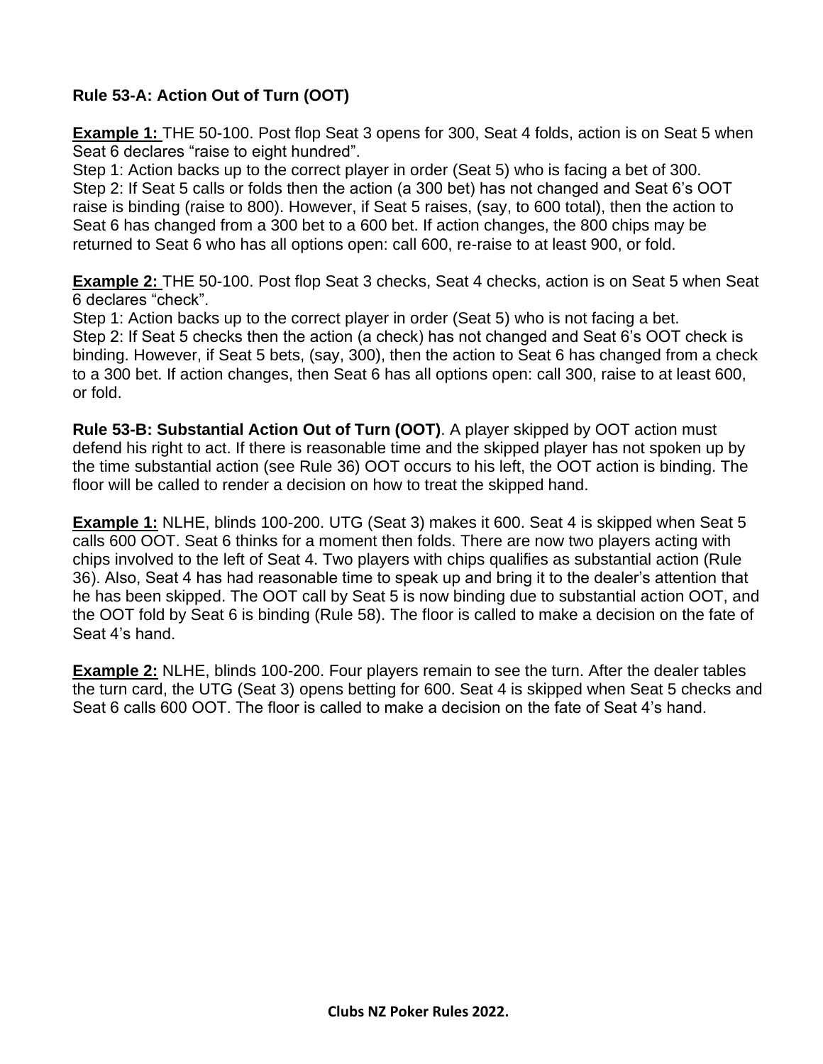**Rule 53-A: Action Out of Turn (OOT)**

**Example 1:** THE 50-100. Post flop Seat 3 opens for 300, Seat 4 folds, action is on Seat 5 when Seat 6 declares "raise to eight hundred".
Step 1: Action backs up to the correct player in order (Seat 5) who is facing a bet of 300.
Step 2: If Seat 5 calls or folds then the action (a 300 bet) has not changed and Seat 6's OOT raise is binding (raise to 800). However, if Seat 5 raises, (say, to 600 total), then the action to Seat 6 has changed from a 300 bet to a 600 bet. If action changes, the 800 chips may be returned to Seat 6 who has all options open: call 600, re-raise to at least 900, or fold.

**Example 2:** THE 50-100. Post flop Seat 3 checks, Seat 4 checks, action is on Seat 5 when Seat 6 declares "check".
Step 1: Action backs up to the correct player in order (Seat 5) who is not facing a bet.
Step 2: If Seat 5 checks then the action (a check) has not changed and Seat 6's OOT check is binding. However, if Seat 5 bets, (say, 300), then the action to Seat 6 has changed from a check to a 300 bet. If action changes, then Seat 6 has all options open: call 300, raise to at least 600, or fold.

**Rule 53-B: Substantial Action Out of Turn (OOT)**. A player skipped by OOT action must defend his right to act. If there is reasonable time and the skipped player has not spoken up by the time substantial action (see Rule 36) OOT occurs to his left, the OOT action is binding. The floor will be called to render a decision on how to treat the skipped hand.

**Example 1:** NLHE, blinds 100-200. UTG (Seat 3) makes it 600. Seat 4 is skipped when Seat 5 calls 600 OOT. Seat 6 thinks for a moment then folds. There are now two players acting with chips involved to the left of Seat 4. Two players with chips qualifies as substantial action (Rule 36). Also, Seat 4 has had reasonable time to speak up and bring it to the dealer's attention that he has been skipped. The OOT call by Seat 5 is now binding due to substantial action OOT, and the OOT fold by Seat 6 is binding (Rule 58). The floor is called to make a decision on the fate of Seat 4's hand.

**Example 2:** NLHE, blinds 100-200. Four players remain to see the turn. After the dealer tables the turn card, the UTG (Seat 3) opens betting for 600. Seat 4 is skipped when Seat 5 checks and Seat 6 calls 600 OOT. The floor is called to make a decision on the fate of Seat 4's hand.